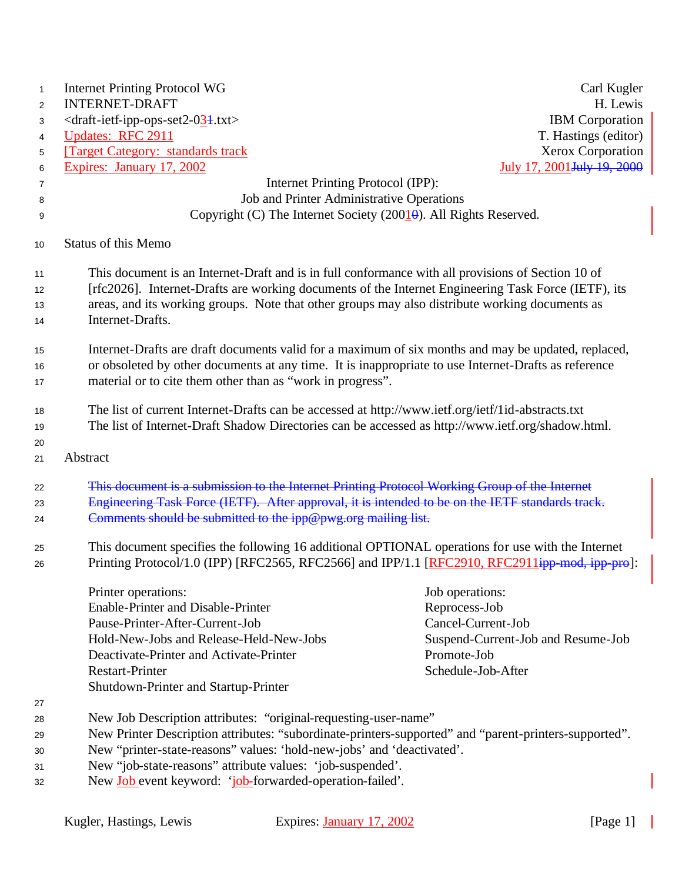Internet Printing Protocol WG
INTERNET-DRAFT
<draft-ietf-ipp-ops-set2-031.txt>
Updates: RFC 2911
[Target Category: standards track
Expires: January 17, 2002

Carl Kugler
H. Lewis
IBM Corporation
T. Hastings (editor)
Xerox Corporation
July 17, 2001July 19, 2000

# Internet Printing Protocol (IPP): Job and Printer Administrative Operations

Copyright (C) The Internet Society (200~~1~~0). All Rights Reserved.

## Status of this Memo

This document is an Internet-Draft and is in full conformance with all provisions of Section 10 of [rfc2026]. Internet-Drafts are working documents of the Internet Engineering Task Force (IETF), its areas, and its working groups. Note that other groups may also distribute working documents as Internet-Drafts.

Internet-Drafts are draft documents valid for a maximum of six months and may be updated, replaced, or obsoleted by other documents at any time. It is inappropriate to use Internet-Drafts as reference material or to cite them other than as "work in progress".

The list of current Internet-Drafts can be accessed at http://www.ietf.org/ietf/1id-abstracts.txt
The list of Internet-Draft Shadow Directories can be accessed as http://www.ietf.org/shadow.html.

## Abstract

~~This document is a submission to the Internet Printing Protocol Working Group of the Internet Engineering Task Force (IETF). After approval, it is intended to be on the IETF standards track. Comments should be submitted to the ipp@pwg.org mailing list.~~

This document specifies the following 16 additional OPTIONAL operations for use with the Internet Printing Protocol/1.0 (IPP) [RFC2565, RFC2566] and IPP/1.1 [RFC2910, RFC2911~~ipp-mod, ipp-pro~~]:

| Printer operations: | Job operations: |
| --- | --- |
| Enable-Printer and Disable-Printer | Reprocess-Job |
| Pause-Printer-After-Current-Job | Cancel-Current-Job |
| Hold-New-Jobs and Release-Held-New-Jobs | Suspend-Current-Job and Resume-Job |
| Deactivate-Printer and Activate-Printer | Promote-Job |
| Restart-Printer | Schedule-Job-After |
| Shutdown-Printer and Startup-Printer | |

New Job Description attributes: "original-requesting-user-name"
New Printer Description attributes: "subordinate-printers-supported" and "parent-printers-supported".
New "printer-state-reasons" values: 'hold-new-jobs' and 'deactivated'.
New "job-state-reasons" attribute values: 'job-suspended'.
New Job event keyword: 'job-forwarded-operation-failed'.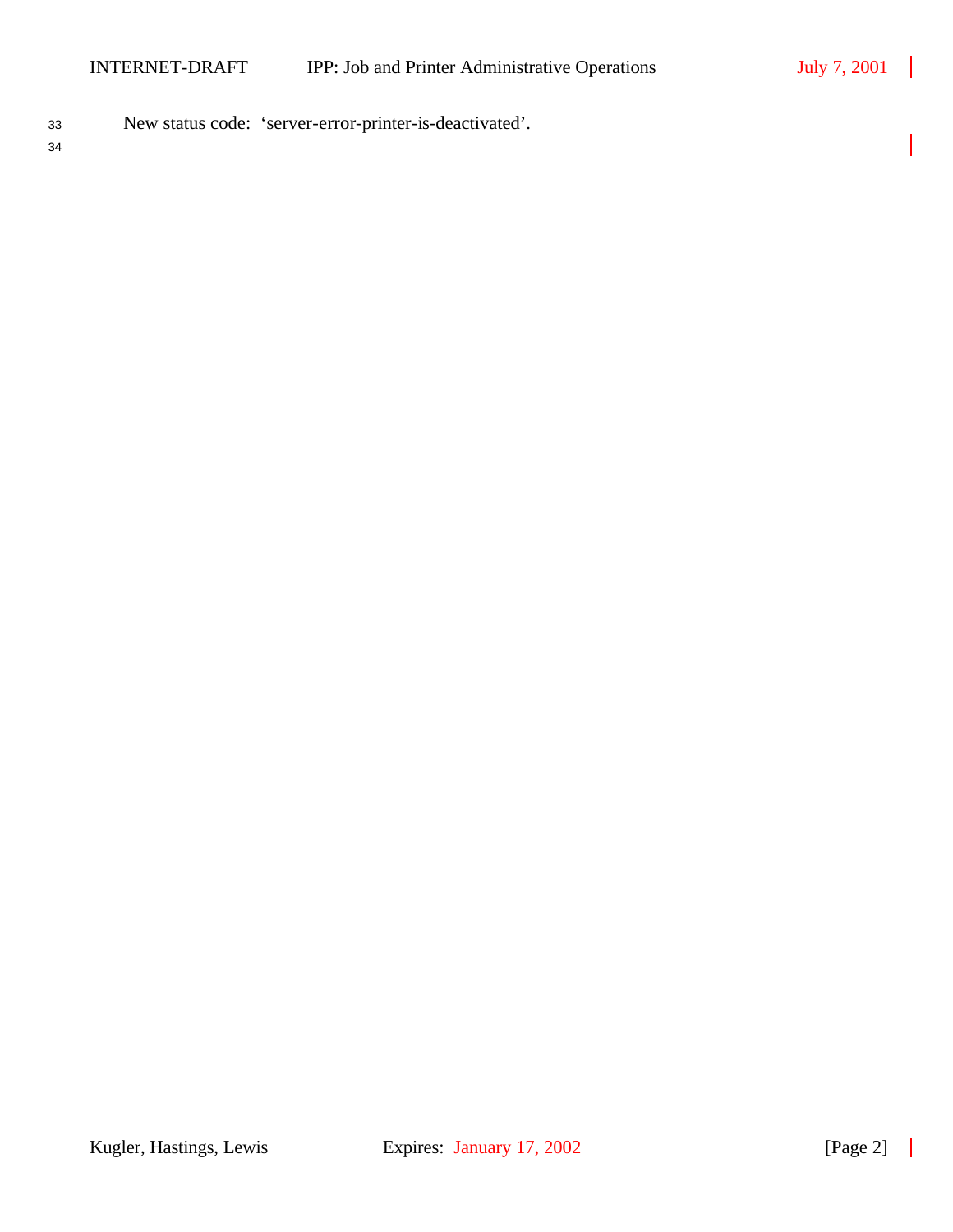New status code: ‘server-error-printer-is-deactivated’.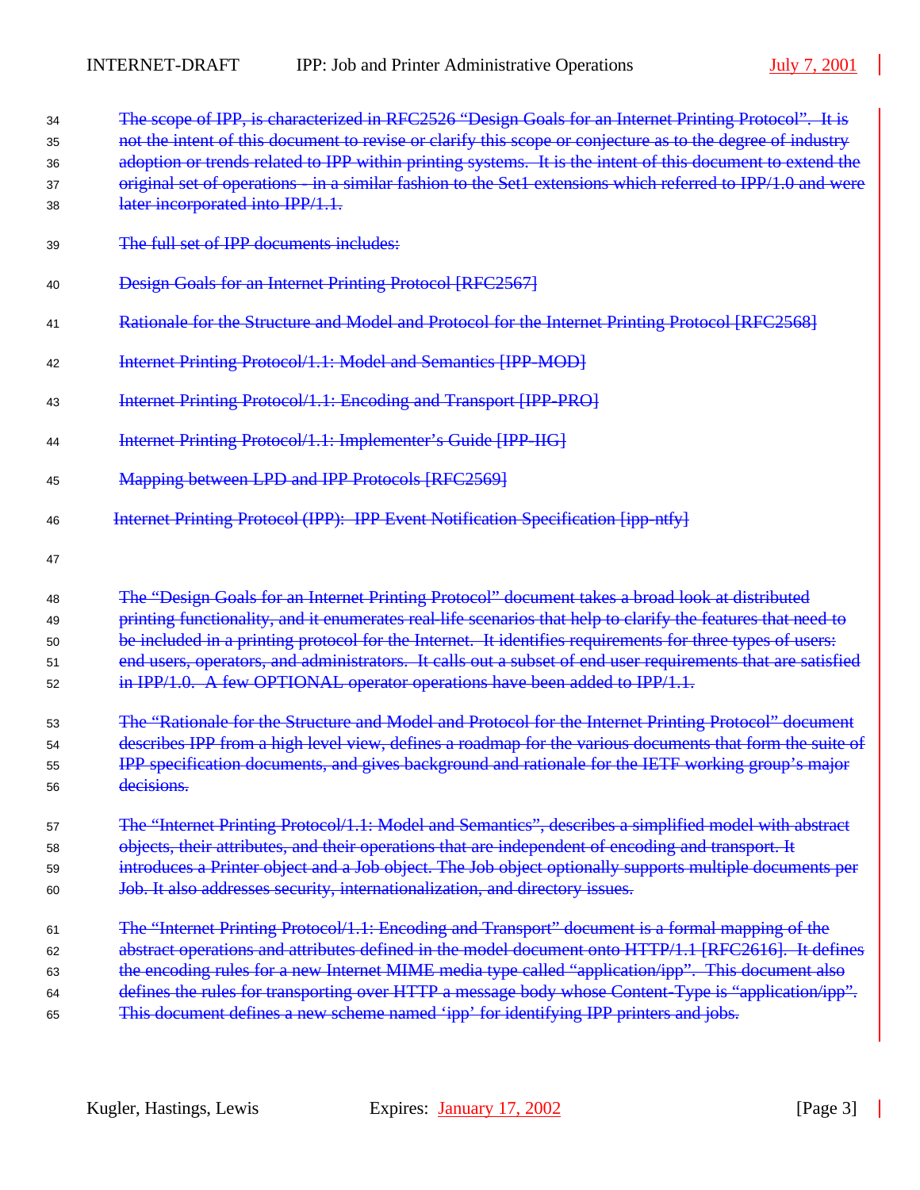The scope of IPP, is characterized in RFC2526 "Design Goals for an Internet Printing Protocol". It is not the intent of this document to revise or clarify this scope or conjecture as to the degree of industry adoption or trends related to IPP within printing systems. It is the intent of this document to extend the original set of operations - in a similar fashion to the Set1 extensions which referred to IPP/1.0 and were later incorporated into IPP/1.1.

The full set of IPP documents includes:

Design Goals for an Internet Printing Protocol [RFC2567]

Rationale for the Structure and Model and Protocol for the Internet Printing Protocol [RFC2568]

Internet Printing Protocol/1.1: Model and Semantics [IPP-MOD]

Internet Printing Protocol/1.1: Encoding and Transport [IPP-PRO]

Internet Printing Protocol/1.1: Implementer's Guide [IPP-IIG]

Mapping between LPD and IPP Protocols [RFC2569]

Internet Printing Protocol (IPP): IPP Event Notification Specification [ipp-ntfy]

The "Design Goals for an Internet Printing Protocol" document takes a broad look at distributed printing functionality, and it enumerates real-life scenarios that help to clarify the features that need to be included in a printing protocol for the Internet. It identifies requirements for three types of users: end users, operators, and administrators. It calls out a subset of end user requirements that are satisfied in IPP/1.0. A few OPTIONAL operator operations have been added to IPP/1.1.

The "Rationale for the Structure and Model and Protocol for the Internet Printing Protocol" document describes IPP from a high level view, defines a roadmap for the various documents that form the suite of IPP specification documents, and gives background and rationale for the IETF working group's major decisions.

The "Internet Printing Protocol/1.1: Model and Semantics", describes a simplified model with abstract objects, their attributes, and their operations that are independent of encoding and transport. It introduces a Printer object and a Job object. The Job object optionally supports multiple documents per Job. It also addresses security, internationalization, and directory issues.

The "Internet Printing Protocol/1.1: Encoding and Transport" document is a formal mapping of the abstract operations and attributes defined in the model document onto HTTP/1.1 [RFC2616]. It defines the encoding rules for a new Internet MIME media type called "application/ipp". This document also defines the rules for transporting over HTTP a message body whose Content-Type is "application/ipp". This document defines a new scheme named 'ipp' for identifying IPP printers and jobs.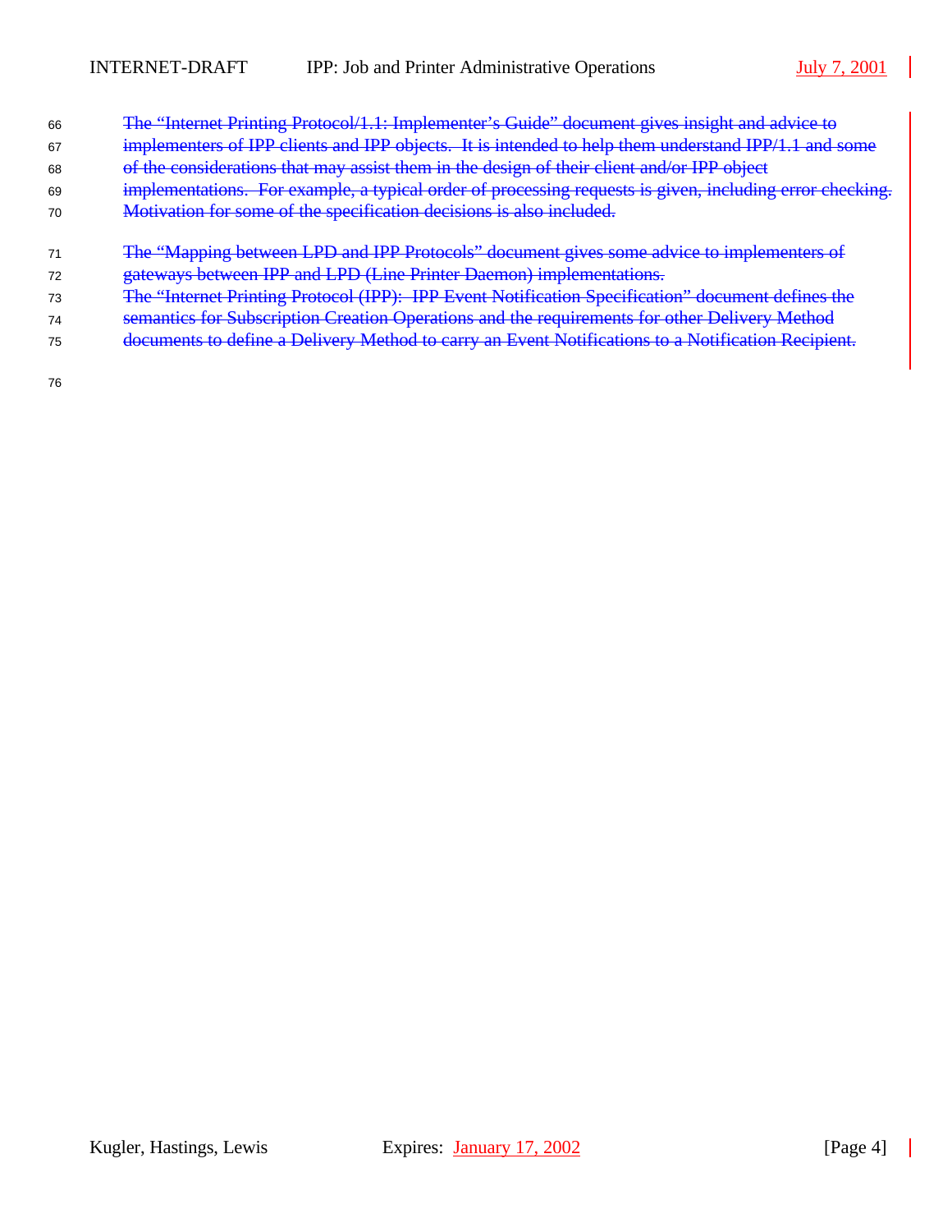~~The "Internet Printing Protocol/1.1: Implementer's Guide" document gives insight and advice to implementers of IPP clients and IPP objects. It is intended to help them understand IPP/1.1 and some of the considerations that may assist them in the design of their client and/or IPP object implementations. For example, a typical order of processing requests is given, including error checking. Motivation for some of the specification decisions is also included.~~

~~The "Mapping between LPD and IPP Protocols" document gives some advice to implementers of gateways between IPP and LPD (Line Printer Daemon) implementations.~~
~~The "Internet Printing Protocol (IPP): IPP Event Notification Specification" document defines the semantics for Subscription Creation Operations and the requirements for other Delivery Method documents to define a Delivery Method to carry an Event Notifications to a Notification Recipient.~~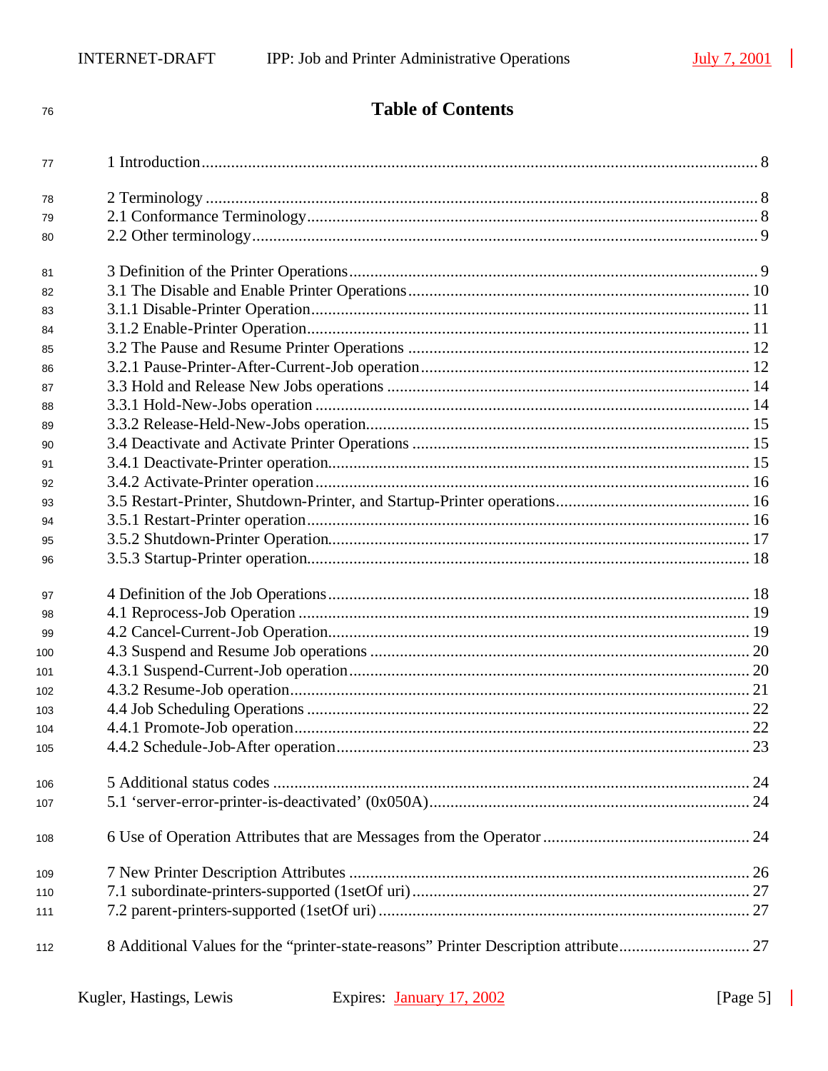# Table of Contents

1 Introduction .................................................................................................................... 8

2 Terminology .................................................................................................................. 8
2.1 Conformance Terminology........................................................................................... 8
2.2 Other terminology......................................................................................................... 9

3 Definition of the Printer Operations ............................................................................. 9
3.1 The Disable and Enable Printer Operations ................................................................ 10
3.1.1 Disable-Printer Operation......................................................................................... 11
3.1.2 Enable-Printer Operation.......................................................................................... 11
3.2 The Pause and Resume Printer Operations ................................................................ 12
3.2.1 Pause-Printer-After-Current-Job operation............................................................... 12
3.3 Hold and Release New Jobs operations ...................................................................... 14
3.3.1 Hold-New-Jobs operation ........................................................................................ 14
3.3.2 Release-Held-New-Jobs operation........................................................................... 15
3.4 Deactivate and Activate Printer Operations ................................................................ 15
3.4.1 Deactivate-Printer operation..................................................................................... 15
3.4.2 Activate-Printer operation ........................................................................................ 16
3.5 Restart-Printer, Shutdown-Printer, and Startup-Printer operations.............................. 16
3.5.1 Restart-Printer operation.......................................................................................... 16
3.5.2 Shutdown-Printer Operation..................................................................................... 17
3.5.3 Startup-Printer operation.......................................................................................... 18

4 Definition of the Job Operations .................................................................................. 18
4.1 Reprocess-Job Operation ........................................................................................... 19
4.2 Cancel-Current-Job Operation..................................................................................... 19
4.3 Suspend and Resume Job operations ......................................................................... 20
4.3.1 Suspend-Current-Job operation................................................................................ 20
4.3.2 Resume-Job operation.............................................................................................. 21
4.4 Job Scheduling Operations ......................................................................................... 22
4.4.1 Promote-Job operation............................................................................................. 22
4.4.2 Schedule-Job-After operation................................................................................... 23

5 Additional status codes ................................................................................................ 24
5.1 'server-error-printer-is-deactivated' (0x050A)............................................................. 24

6 Use of Operation Attributes that are Messages from the Operator ................................ 24

7 New Printer Description Attributes .............................................................................. 26
7.1 subordinate-printers-supported (1setOf uri)................................................................ 27
7.2 parent-printers-supported (1setOf uri) ....................................................................... 27

8 Additional Values for the "printer-state-reasons" Printer Description attribute............................... 27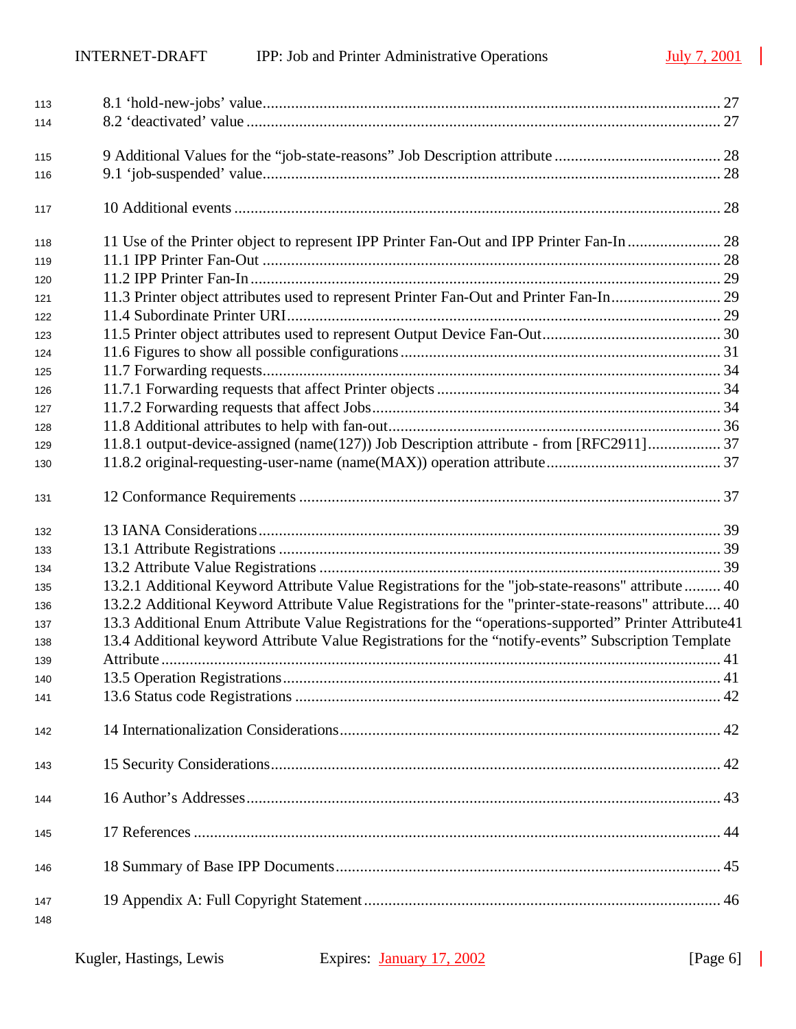8.1 'hold-new-jobs' value ........................................................................................................ 27
8.2 'deactivated' value .............................................................................................................. 27

9 Additional Values for the "job-state-reasons" Job Description attribute ......................................... 28
9.1 'job-suspended' value.......................................................................................................... 28

10 Additional events ................................................................................................................. 28

11 Use of the Printer object to represent IPP Printer Fan-Out and IPP Printer Fan-In ....................... 28
11.1 IPP Printer Fan-Out .......................................................................................................... 28
11.2 IPP Printer Fan-In ............................................................................................................. 29
11.3 Printer object attributes used to represent Printer Fan-Out and Printer Fan-In........................... 29
11.4 Subordinate Printer URI..................................................................................................... 29
11.5 Printer object attributes used to represent Output Device Fan-Out........................................... 30
11.6 Figures to show all possible configurations .......................................................................... 31
11.7 Forwarding requests........................................................................................................... 34
11.7.1 Forwarding requests that affect Printer objects .................................................................. 34
11.7.2 Forwarding requests that affect Jobs.................................................................................. 34
11.8 Additional attributes to help with fan-out.............................................................................. 36
11.8.1 output-device-assigned (name(127)) Job Description attribute - from [RFC2911]................. 37
11.8.2 original-requesting-user-name (name(MAX)) operation attribute.......................................... 37

12 Conformance Requirements ................................................................................................. 37

13 IANA Considerations............................................................................................................. 39
13.1 Attribute Registrations ....................................................................................................... 39
13.2 Attribute Value Registrations .............................................................................................. 39
13.2.1 Additional Keyword Attribute Value Registrations for the "job-state-reasons" attribute ......... 40
13.2.2 Additional Keyword Attribute Value Registrations for the "printer-state-reasons" attribute.... 40
13.3 Additional Enum Attribute Value Registrations for the "operations-supported" Printer Attribute41
13.4 Additional keyword Attribute Value Registrations for the "notify-events" Subscription Template Attribute .................................................................................................................................. 41
13.5 Operation Registrations....................................................................................................... 41
13.6 Status code Registrations ................................................................................................... 42

14 Internationalization Considerations......................................................................................... 42

15 Security Considerations......................................................................................................... 42

16 Author's Addresses................................................................................................................ 43

17 References ........................................................................................................................... 44

18 Summary of Base IPP Documents.......................................................................................... 45

19 Appendix A: Full Copyright Statement..................................................................................... 46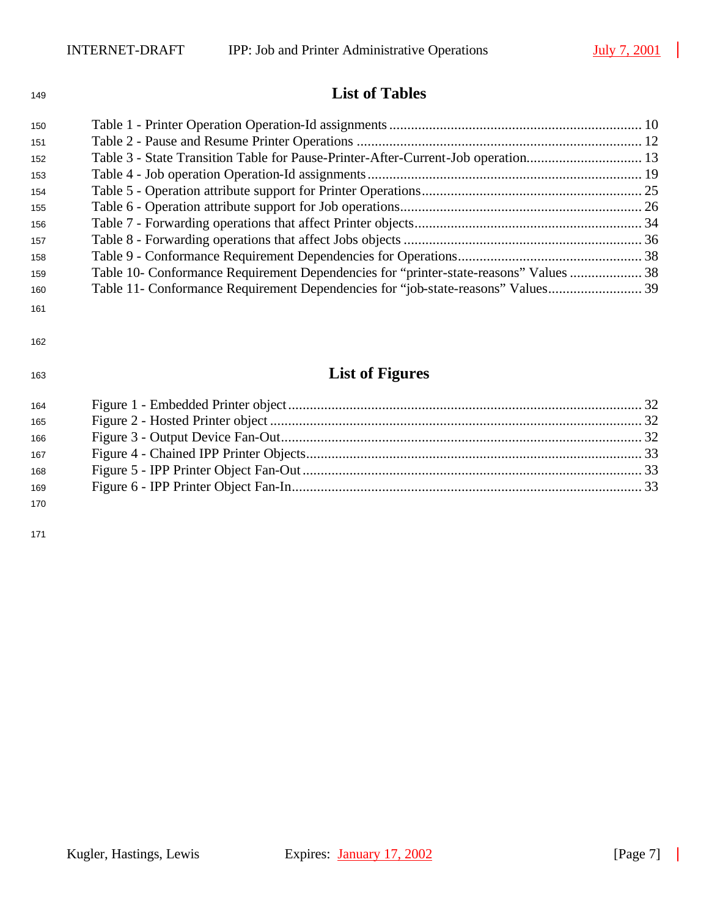# List of Tables

Table 1 - Printer Operation Operation-Id assignments ..................................................................... 10
Table 2 - Pause and Resume Printer Operations .............................................................................. 12
Table 3 - State Transition Table for Pause-Printer-After-Current-Job operation................................ 13
Table 4 - Job operation Operation-Id assignments ........................................................................... 19
Table 5 - Operation attribute support for Printer Operations............................................................ 25
Table 6 - Operation attribute support for Job operations.................................................................. 26
Table 7 - Forwarding operations that affect Printer objects.............................................................. 34
Table 8 - Forwarding operations that affect Jobs objects ................................................................. 36
Table 9 - Conformance Requirement Dependencies for Operations................................................... 38
Table 10- Conformance Requirement Dependencies for "printer-state-reasons" Values .................... 38
Table 11- Conformance Requirement Dependencies for "job-state-reasons" Values.......................... 39

# List of Figures

Figure 1 - Embedded Printer object ................................................................................................. 32
Figure 2 - Hosted Printer object ...................................................................................................... 32
Figure 3 - Output Device Fan-Out................................................................................................... 32
Figure 4 - Chained IPP Printer Objects............................................................................................ 33
Figure 5 - IPP Printer Object Fan-Out ............................................................................................. 33
Figure 6 - IPP Printer Object Fan-In................................................................................................ 33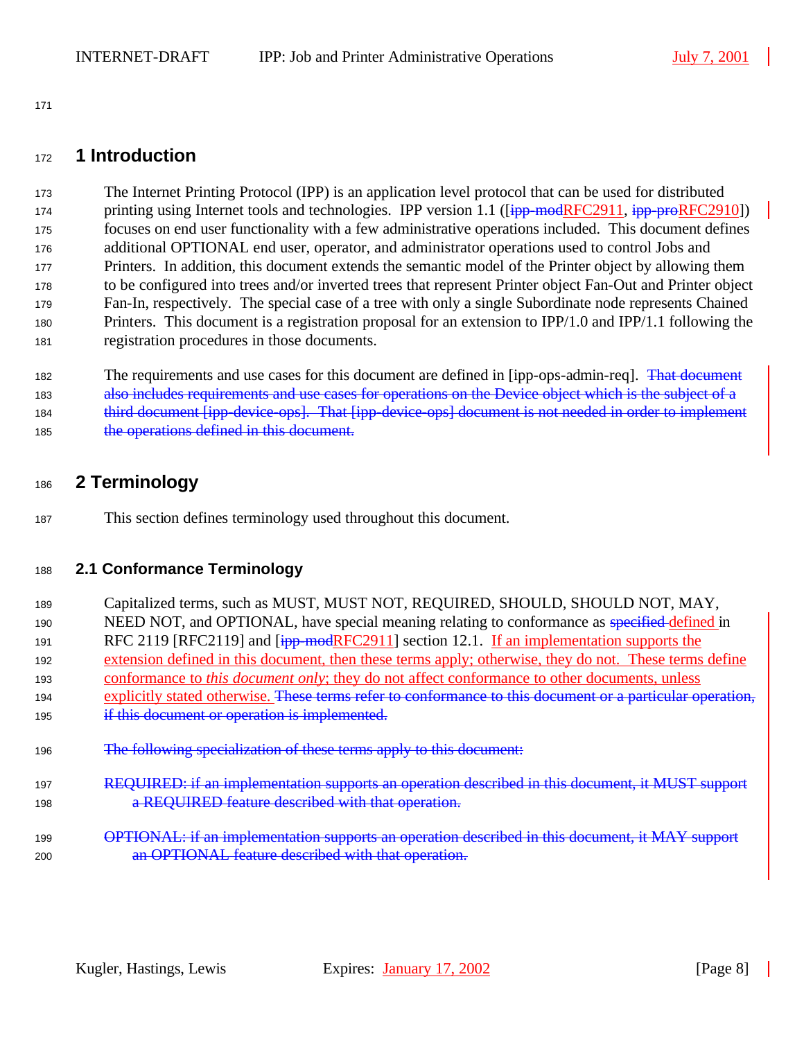# 1 Introduction

The Internet Printing Protocol (IPP) is an application level protocol that can be used for distributed printing using Internet tools and technologies. IPP version 1.1 ([~~ipp-mod~~RFC2911, ~~ipp-pro~~RFC2910]) focuses on end user functionality with a few administrative operations included. This document defines additional OPTIONAL end user, operator, and administrator operations used to control Jobs and Printers. In addition, this document extends the semantic model of the Printer object by allowing them to be configured into trees and/or inverted trees that represent Printer object Fan-Out and Printer object Fan-In, respectively. The special case of a tree with only a single Subordinate node represents Chained Printers. This document is a registration proposal for an extension to IPP/1.0 and IPP/1.1 following the registration procedures in those documents.

The requirements and use cases for this document are defined in [ipp-ops-admin-req]. ~~That document also includes requirements and use cases for operations on the Device object which is the subject of a third document [ipp-device-ops]. That [ipp-device-ops] document is not needed in order to implement the operations defined in this document.~~

# 2 Terminology

This section defines terminology used throughout this document.

## 2.1 Conformance Terminology

Capitalized terms, such as MUST, MUST NOT, REQUIRED, SHOULD, SHOULD NOT, MAY, NEED NOT, and OPTIONAL, have special meaning relating to conformance as ~~specified~~ defined in RFC 2119 [RFC2119] and [~~ipp-mod~~RFC2911] section 12.1. If an implementation supports the extension defined in this document, then these terms apply; otherwise, they do not. These terms define conformance to *this document only*; they do not affect conformance to other documents, unless explicitly stated otherwise. ~~These terms refer to conformance to this document or a particular operation, if this document or operation is implemented.~~

~~The following specialization of these terms apply to this document:~~

~~REQUIRED: if an implementation supports an operation described in this document, it MUST support a REQUIRED feature described with that operation.~~

~~OPTIONAL: if an implementation supports an operation described in this document, it MAY support an OPTIONAL feature described with that operation.~~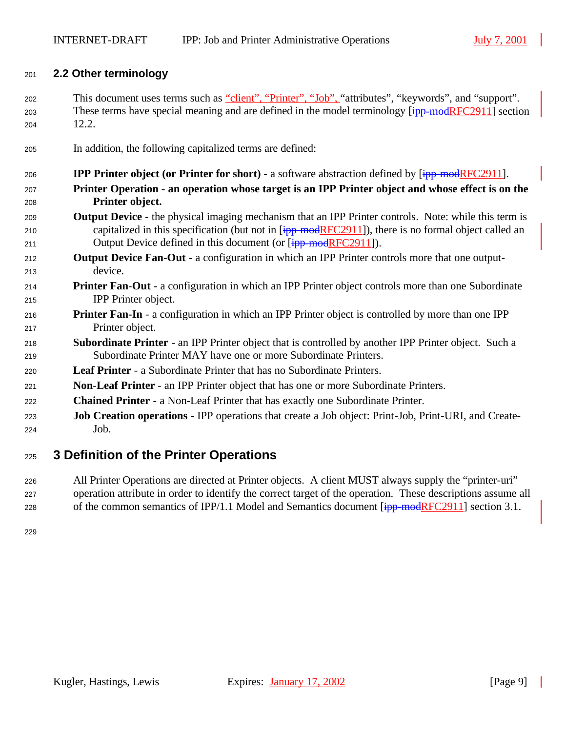## 2.2 Other terminology

This document uses terms such as "client", "Printer", "Job", "attributes", "keywords", and "support". These terms have special meaning and are defined in the model terminology [~~ipp-mod~~RFC2911] section 12.2.

In addition, the following capitalized terms are defined:

**IPP Printer object (or Printer for short)** - a software abstraction defined by [~~ipp-mod~~RFC2911].

**Printer Operation - an operation whose target is an IPP Printer object and whose effect is on the Printer object.**

**Output Device** - the physical imaging mechanism that an IPP Printer controls. Note: while this term is capitalized in this specification (but not in [~~ipp-mod~~RFC2911]), there is no formal object called an Output Device defined in this document (or [~~ipp-mod~~RFC2911]).

**Output Device Fan-Out** - a configuration in which an IPP Printer controls more that one output-device.

**Printer Fan-Out** - a configuration in which an IPP Printer object controls more than one Subordinate IPP Printer object.

**Printer Fan-In** - a configuration in which an IPP Printer object is controlled by more than one IPP Printer object.

**Subordinate Printer** - an IPP Printer object that is controlled by another IPP Printer object. Such a Subordinate Printer MAY have one or more Subordinate Printers.

**Leaf Printer** - a Subordinate Printer that has no Subordinate Printers.

**Non-Leaf Printer** - an IPP Printer object that has one or more Subordinate Printers.

**Chained Printer** - a Non-Leaf Printer that has exactly one Subordinate Printer.

**Job Creation operations** - IPP operations that create a Job object: Print-Job, Print-URI, and Create-Job.

# 3 Definition of the Printer Operations

All Printer Operations are directed at Printer objects. A client MUST always supply the "printer-uri" operation attribute in order to identify the correct target of the operation. These descriptions assume all of the common semantics of IPP/1.1 Model and Semantics document [~~ipp-mod~~RFC2911] section 3.1.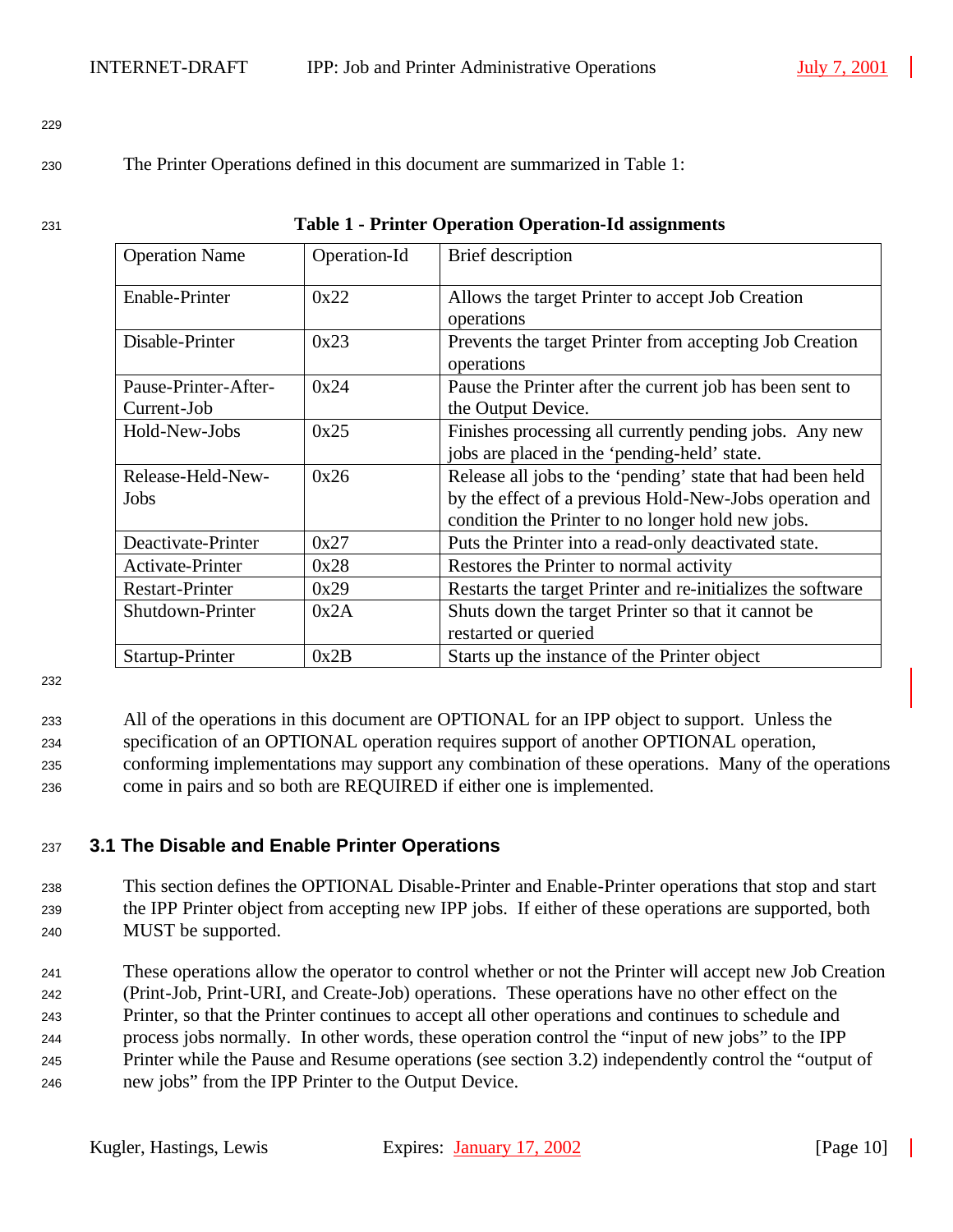The Printer Operations defined in this document are summarized in Table 1:

**Table 1 - Printer Operation Operation-Id assignments**

| Operation Name | Operation-Id | Brief description |
|---|---|---|
| Enable-Printer | 0x22 | Allows the target Printer to accept Job Creation operations |
| Disable-Printer | 0x23 | Prevents the target Printer from accepting Job Creation operations |
| Pause-Printer-After-Current-Job | 0x24 | Pause the Printer after the current job has been sent to the Output Device. |
| Hold-New-Jobs | 0x25 | Finishes processing all currently pending jobs. Any new jobs are placed in the 'pending-held' state. |
| Release-Held-New-Jobs | 0x26 | Release all jobs to the 'pending' state that had been held by the effect of a previous Hold-New-Jobs operation and condition the Printer to no longer hold new jobs. |
| Deactivate-Printer | 0x27 | Puts the Printer into a read-only deactivated state. |
| Activate-Printer | 0x28 | Restores the Printer to normal activity |
| Restart-Printer | 0x29 | Restarts the target Printer and re-initializes the software |
| Shutdown-Printer | 0x2A | Shuts down the target Printer so that it cannot be restarted or queried |
| Startup-Printer | 0x2B | Starts up the instance of the Printer object |

All of the operations in this document are OPTIONAL for an IPP object to support. Unless the specification of an OPTIONAL operation requires support of another OPTIONAL operation, conforming implementations may support any combination of these operations. Many of the operations come in pairs and so both are REQUIRED if either one is implemented.

## 3.1 The Disable and Enable Printer Operations

This section defines the OPTIONAL Disable-Printer and Enable-Printer operations that stop and start the IPP Printer object from accepting new IPP jobs. If either of these operations are supported, both MUST be supported.

These operations allow the operator to control whether or not the Printer will accept new Job Creation (Print-Job, Print-URI, and Create-Job) operations. These operations have no other effect on the Printer, so that the Printer continues to accept all other operations and continues to schedule and process jobs normally. In other words, these operation control the "input of new jobs" to the IPP Printer while the Pause and Resume operations (see section 3.2) independently control the "output of new jobs" from the IPP Printer to the Output Device.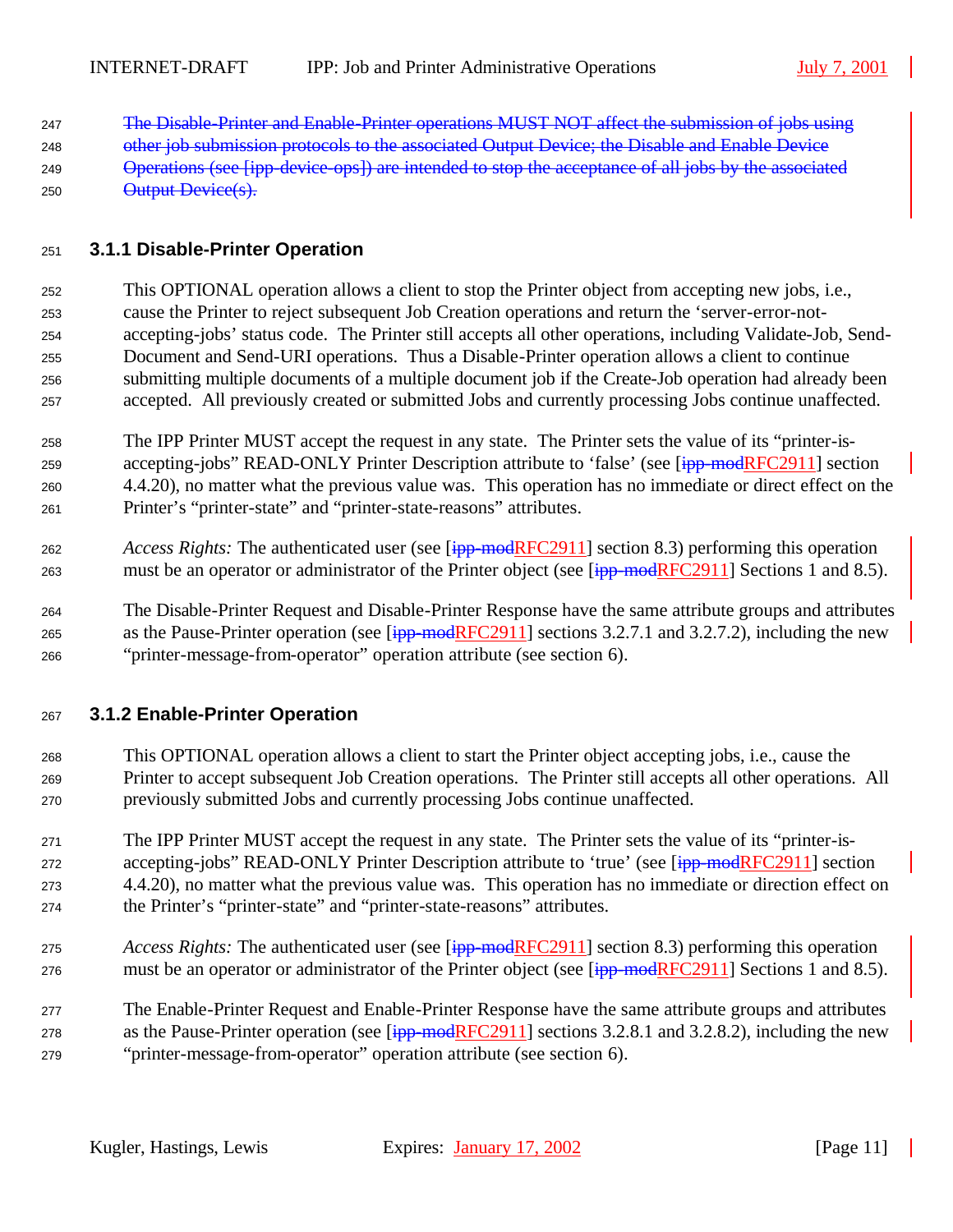The Disable-Printer and Enable-Printer operations MUST NOT affect the submission of jobs using other job submission protocols to the associated Output Device; the Disable and Enable Device Operations (see [ipp-device-ops]) are intended to stop the acceptance of all jobs by the associated Output Device(s).

### 3.1.1 Disable-Printer Operation

This OPTIONAL operation allows a client to stop the Printer object from accepting new jobs, i.e., cause the Printer to reject subsequent Job Creation operations and return the 'server-error-not-accepting-jobs' status code. The Printer still accepts all other operations, including Validate-Job, Send-Document and Send-URI operations. Thus a Disable-Printer operation allows a client to continue submitting multiple documents of a multiple document job if the Create-Job operation had already been accepted. All previously created or submitted Jobs and currently processing Jobs continue unaffected.

The IPP Printer MUST accept the request in any state. The Printer sets the value of its "printer-is-accepting-jobs" READ-ONLY Printer Description attribute to 'false' (see [ipp-modRFC2911] section 4.4.20), no matter what the previous value was. This operation has no immediate or direct effect on the Printer's "printer-state" and "printer-state-reasons" attributes.

*Access Rights:* The authenticated user (see [ipp-modRFC2911] section 8.3) performing this operation must be an operator or administrator of the Printer object (see [ipp-modRFC2911] Sections 1 and 8.5).

The Disable-Printer Request and Disable-Printer Response have the same attribute groups and attributes as the Pause-Printer operation (see [ipp-modRFC2911] sections 3.2.7.1 and 3.2.7.2), including the new "printer-message-from-operator" operation attribute (see section 6).

### 3.1.2 Enable-Printer Operation

This OPTIONAL operation allows a client to start the Printer object accepting jobs, i.e., cause the Printer to accept subsequent Job Creation operations. The Printer still accepts all other operations. All previously submitted Jobs and currently processing Jobs continue unaffected.

The IPP Printer MUST accept the request in any state. The Printer sets the value of its "printer-is-accepting-jobs" READ-ONLY Printer Description attribute to 'true' (see [ipp-modRFC2911] section 4.4.20), no matter what the previous value was. This operation has no immediate or direction effect on the Printer's "printer-state" and "printer-state-reasons" attributes.

*Access Rights:* The authenticated user (see [ipp-modRFC2911] section 8.3) performing this operation must be an operator or administrator of the Printer object (see [ipp-modRFC2911] Sections 1 and 8.5).

The Enable-Printer Request and Enable-Printer Response have the same attribute groups and attributes as the Pause-Printer operation (see [ipp-modRFC2911] sections 3.2.8.1 and 3.2.8.2), including the new "printer-message-from-operator" operation attribute (see section 6).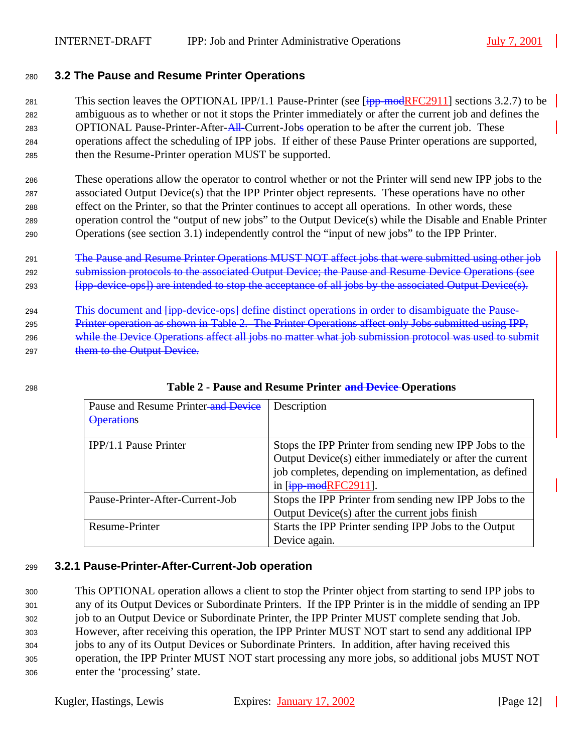## 3.2 The Pause and Resume Printer Operations

This section leaves the OPTIONAL IPP/1.1 Pause-Printer (see [~~ipp-mod~~RFC2911] sections 3.2.7) to be ambiguous as to whether or not it stops the Printer immediately or after the current job and defines the OPTIONAL Pause-Printer-After-~~All-~~Current-Job~~s~~ operation to be after the current job. These operations affect the scheduling of IPP jobs. If either of these Pause Printer operations are supported, then the Resume-Printer operation MUST be supported.

These operations allow the operator to control whether or not the Printer will send new IPP jobs to the associated Output Device(s) that the IPP Printer object represents. These operations have no other effect on the Printer, so that the Printer continues to accept all operations. In other words, these operation control the "output of new jobs" to the Output Device(s) while the Disable and Enable Printer Operations (see section 3.1) independently control the "input of new jobs" to the IPP Printer.

~~The Pause and Resume Printer Operations MUST NOT affect jobs that were submitted using other job submission protocols to the associated Output Device; the Pause and Resume Device Operations (see [ipp-device-ops]) are intended to stop the acceptance of all jobs by the associated Output Device(s).~~

~~This document and [ipp-device-ops] define distinct operations in order to disambiguate the Pause-Printer operation as shown in Table 2. The Printer Operations affect only Jobs submitted using IPP, while the Device Operations affect all jobs no matter what job submission protocol was used to submit them to the Output Device.~~

**Table 2 - Pause and Resume Printer ~~and Device~~ Operations**

| Pause and Resume Printer ~~and Device Operations~~ | Description |
|---|---|
| IPP/1.1 Pause Printer | Stops the IPP Printer from sending new IPP Jobs to the Output Device(s) either immediately or after the current job completes, depending on implementation, as defined in [~~ipp-mod~~RFC2911]. |
| Pause-Printer-After-Current-Job | Stops the IPP Printer from sending new IPP Jobs to the Output Device(s) after the current jobs finish |
| Resume-Printer | Starts the IPP Printer sending IPP Jobs to the Output Device again. |

### 3.2.1 Pause-Printer-After-Current-Job operation

This OPTIONAL operation allows a client to stop the Printer object from starting to send IPP jobs to any of its Output Devices or Subordinate Printers. If the IPP Printer is in the middle of sending an IPP job to an Output Device or Subordinate Printer, the IPP Printer MUST complete sending that Job. However, after receiving this operation, the IPP Printer MUST NOT start to send any additional IPP jobs to any of its Output Devices or Subordinate Printers. In addition, after having received this operation, the IPP Printer MUST NOT start processing any more jobs, so additional jobs MUST NOT enter the 'processing' state.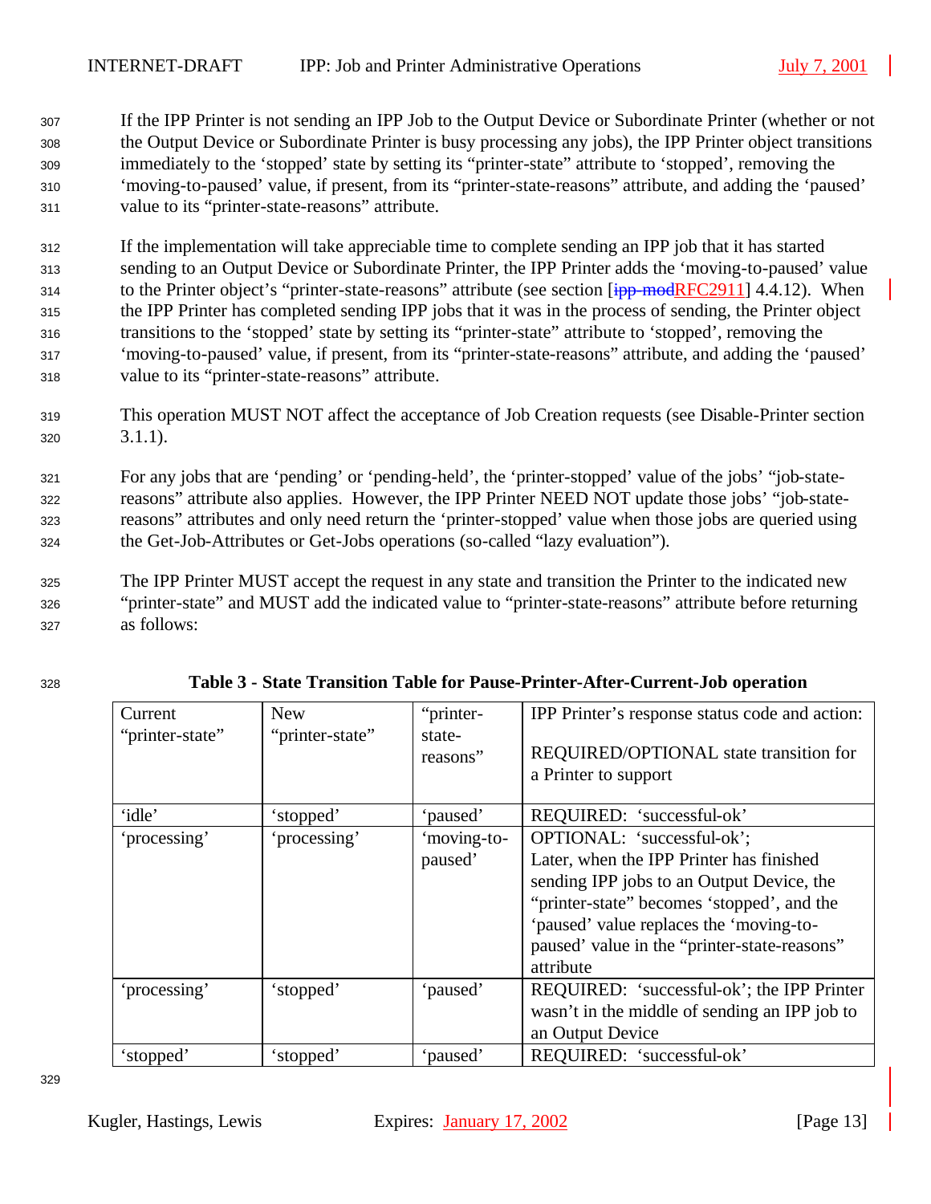If the IPP Printer is not sending an IPP Job to the Output Device or Subordinate Printer (whether or not the Output Device or Subordinate Printer is busy processing any jobs), the IPP Printer object transitions immediately to the 'stopped' state by setting its "printer-state" attribute to 'stopped', removing the 'moving-to-paused' value, if present, from its "printer-state-reasons" attribute, and adding the 'paused' value to its "printer-state-reasons" attribute.

If the implementation will take appreciable time to complete sending an IPP job that it has started sending to an Output Device or Subordinate Printer, the IPP Printer adds the 'moving-to-paused' value to the Printer object's "printer-state-reasons" attribute (see section [~~ipp-mod~~RFC2911] 4.4.12). When the IPP Printer has completed sending IPP jobs that it was in the process of sending, the Printer object transitions to the 'stopped' state by setting its "printer-state" attribute to 'stopped', removing the 'moving-to-paused' value, if present, from its "printer-state-reasons" attribute, and adding the 'paused' value to its "printer-state-reasons" attribute.

This operation MUST NOT affect the acceptance of Job Creation requests (see Disable-Printer section 3.1.1).

For any jobs that are 'pending' or 'pending-held', the 'printer-stopped' value of the jobs' "job-state-reasons" attribute also applies. However, the IPP Printer NEED NOT update those jobs' "job-state-reasons" attributes and only need return the 'printer-stopped' value when those jobs are queried using the Get-Job-Attributes or Get-Jobs operations (so-called "lazy evaluation").

The IPP Printer MUST accept the request in any state and transition the Printer to the indicated new "printer-state" and MUST add the indicated value to "printer-state-reasons" attribute before returning as follows:

**Table 3 - State Transition Table for Pause-Printer-After-Current-Job operation**

| Current "printer-state" | New "printer-state" | "printer-state-reasons" | IPP Printer's response status code and action: REQUIRED/OPTIONAL state transition for a Printer to support |
|---|---|---|---|
| 'idle' | 'stopped' | 'paused' | REQUIRED: 'successful-ok' |
| 'processing' | 'processing' | 'moving-to-paused' | OPTIONAL: 'successful-ok'; Later, when the IPP Printer has finished sending IPP jobs to an Output Device, the "printer-state" becomes 'stopped', and the 'paused' value replaces the 'moving-to-paused' value in the "printer-state-reasons" attribute |
| 'processing' | 'stopped' | 'paused' | REQUIRED: 'successful-ok'; the IPP Printer wasn't in the middle of sending an IPP job to an Output Device |
| 'stopped' | 'stopped' | 'paused' | REQUIRED: 'successful-ok' |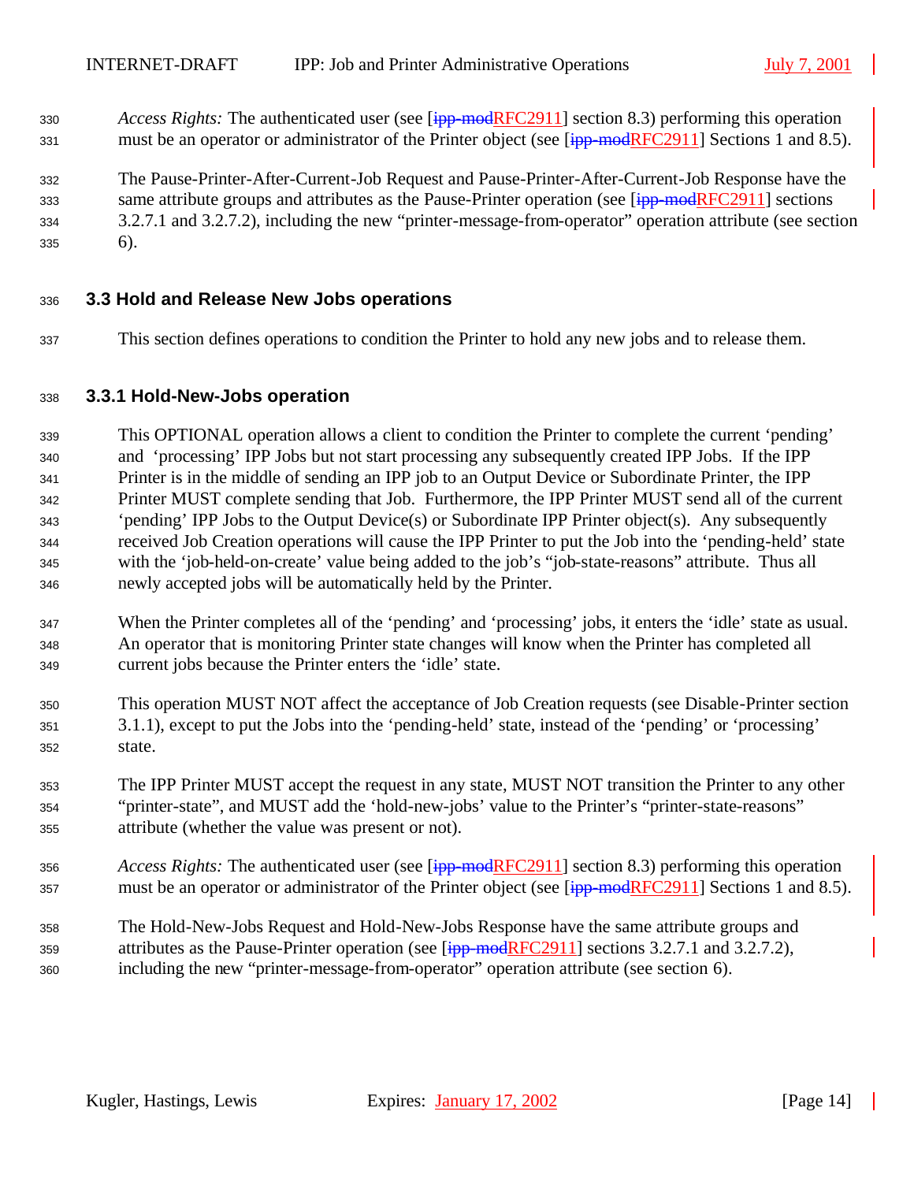*Access Rights:* The authenticated user (see [~~ipp-mod~~RFC2911] section 8.3) performing this operation must be an operator or administrator of the Printer object (see [~~ipp-mod~~RFC2911] Sections 1 and 8.5).

The Pause-Printer-After-Current-Job Request and Pause-Printer-After-Current-Job Response have the same attribute groups and attributes as the Pause-Printer operation (see [~~ipp-mod~~RFC2911] sections 3.2.7.1 and 3.2.7.2), including the new "printer-message-from-operator" operation attribute (see section 6).

## 3.3 Hold and Release New Jobs operations

This section defines operations to condition the Printer to hold any new jobs and to release them.

### 3.3.1 Hold-New-Jobs operation

This OPTIONAL operation allows a client to condition the Printer to complete the current 'pending' and 'processing' IPP Jobs but not start processing any subsequently created IPP Jobs. If the IPP Printer is in the middle of sending an IPP job to an Output Device or Subordinate Printer, the IPP Printer MUST complete sending that Job. Furthermore, the IPP Printer MUST send all of the current 'pending' IPP Jobs to the Output Device(s) or Subordinate IPP Printer object(s). Any subsequently received Job Creation operations will cause the IPP Printer to put the Job into the 'pending-held' state with the 'job-held-on-create' value being added to the job's "job-state-reasons" attribute. Thus all newly accepted jobs will be automatically held by the Printer.

When the Printer completes all of the 'pending' and 'processing' jobs, it enters the 'idle' state as usual. An operator that is monitoring Printer state changes will know when the Printer has completed all current jobs because the Printer enters the 'idle' state.

This operation MUST NOT affect the acceptance of Job Creation requests (see Disable-Printer section 3.1.1), except to put the Jobs into the 'pending-held' state, instead of the 'pending' or 'processing' state.

The IPP Printer MUST accept the request in any state, MUST NOT transition the Printer to any other "printer-state", and MUST add the 'hold-new-jobs' value to the Printer's "printer-state-reasons" attribute (whether the value was present or not).

*Access Rights:* The authenticated user (see [~~ipp-mod~~RFC2911] section 8.3) performing this operation must be an operator or administrator of the Printer object (see [~~ipp-mod~~RFC2911] Sections 1 and 8.5).

The Hold-New-Jobs Request and Hold-New-Jobs Response have the same attribute groups and attributes as the Pause-Printer operation (see [~~ipp-mod~~RFC2911] sections 3.2.7.1 and 3.2.7.2), including the new "printer-message-from-operator" operation attribute (see section 6).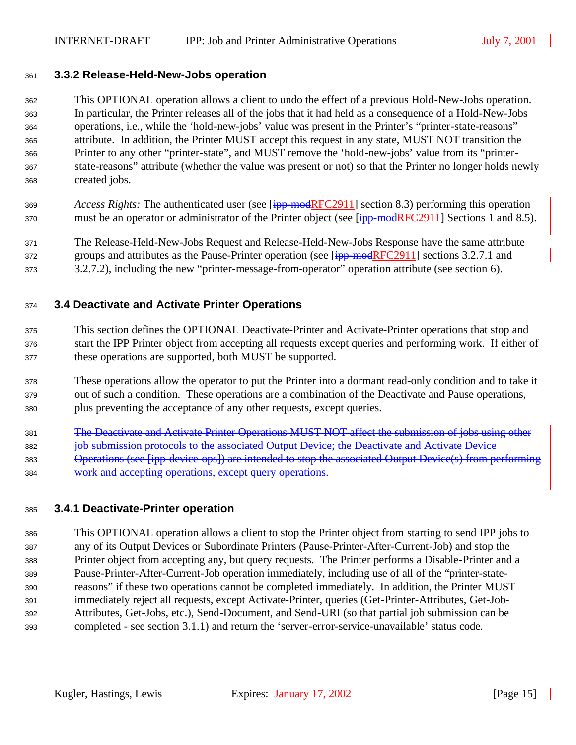### 3.3.2 Release-Held-New-Jobs operation

This OPTIONAL operation allows a client to undo the effect of a previous Hold-New-Jobs operation. In particular, the Printer releases all of the jobs that it had held as a consequence of a Hold-New-Jobs operations, i.e., while the 'hold-new-jobs' value was present in the Printer's "printer-state-reasons" attribute. In addition, the Printer MUST accept this request in any state, MUST NOT transition the Printer to any other "printer-state", and MUST remove the 'hold-new-jobs' value from its "printer-state-reasons" attribute (whether the value was present or not) so that the Printer no longer holds newly created jobs.

*Access Rights:* The authenticated user (see [~~ipp-mod~~RFC2911] section 8.3) performing this operation must be an operator or administrator of the Printer object (see [~~ipp-mod~~RFC2911] Sections 1 and 8.5).

The Release-Held-New-Jobs Request and Release-Held-New-Jobs Response have the same attribute groups and attributes as the Pause-Printer operation (see [~~ipp-mod~~RFC2911] sections 3.2.7.1 and 3.2.7.2), including the new "printer-message-from-operator" operation attribute (see section 6).

## 3.4 Deactivate and Activate Printer Operations

This section defines the OPTIONAL Deactivate-Printer and Activate-Printer operations that stop and start the IPP Printer object from accepting all requests except queries and performing work. If either of these operations are supported, both MUST be supported.

These operations allow the operator to put the Printer into a dormant read-only condition and to take it out of such a condition. These operations are a combination of the Deactivate and Pause operations, plus preventing the acceptance of any other requests, except queries.

~~The Deactivate and Activate Printer Operations MUST NOT affect the submission of jobs using other job submission protocols to the associated Output Device; the Deactivate and Activate Device Operations (see [ipp-device-ops]) are intended to stop the associated Output Device(s) from performing work and accepting operations, except query operations.~~

### 3.4.1 Deactivate-Printer operation

This OPTIONAL operation allows a client to stop the Printer object from starting to send IPP jobs to any of its Output Devices or Subordinate Printers (Pause-Printer-After-Current-Job) and stop the Printer object from accepting any, but query requests. The Printer performs a Disable-Printer and a Pause-Printer-After-Current-Job operation immediately, including use of all of the "printer-state-reasons" if these two operations cannot be completed immediately. In addition, the Printer MUST immediately reject all requests, except Activate-Printer, queries (Get-Printer-Attributes, Get-Job-Attributes, Get-Jobs, etc.), Send-Document, and Send-URI (so that partial job submission can be completed - see section 3.1.1) and return the 'server-error-service-unavailable' status code.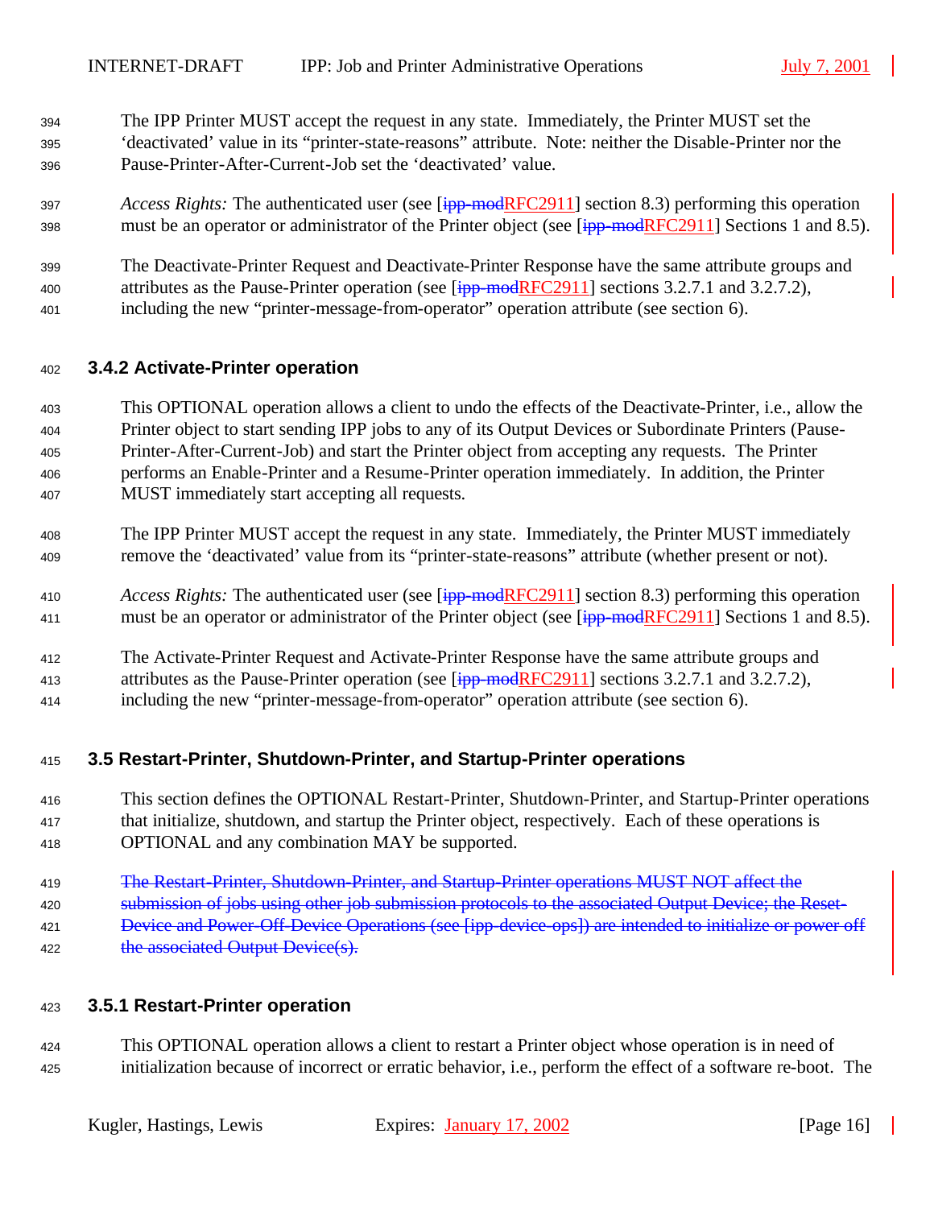The IPP Printer MUST accept the request in any state. Immediately, the Printer MUST set the 'deactivated' value in its "printer-state-reasons" attribute. Note: neither the Disable-Printer nor the Pause-Printer-After-Current-Job set the 'deactivated' value.

*Access Rights:* The authenticated user (see [~~ipp-mod~~RFC2911] section 8.3) performing this operation must be an operator or administrator of the Printer object (see [~~ipp-mod~~RFC2911] Sections 1 and 8.5).

The Deactivate-Printer Request and Deactivate-Printer Response have the same attribute groups and attributes as the Pause-Printer operation (see [~~ipp-mod~~RFC2911] sections 3.2.7.1 and 3.2.7.2), including the new "printer-message-from-operator" operation attribute (see section 6).

### 3.4.2 Activate-Printer operation

This OPTIONAL operation allows a client to undo the effects of the Deactivate-Printer, i.e., allow the Printer object to start sending IPP jobs to any of its Output Devices or Subordinate Printers (Pause-Printer-After-Current-Job) and start the Printer object from accepting any requests. The Printer performs an Enable-Printer and a Resume-Printer operation immediately. In addition, the Printer MUST immediately start accepting all requests.

The IPP Printer MUST accept the request in any state. Immediately, the Printer MUST immediately remove the 'deactivated' value from its "printer-state-reasons" attribute (whether present or not).

*Access Rights:* The authenticated user (see [~~ipp-mod~~RFC2911] section 8.3) performing this operation must be an operator or administrator of the Printer object (see [~~ipp-mod~~RFC2911] Sections 1 and 8.5).

The Activate-Printer Request and Activate-Printer Response have the same attribute groups and attributes as the Pause-Printer operation (see [~~ipp-mod~~RFC2911] sections 3.2.7.1 and 3.2.7.2), including the new "printer-message-from-operator" operation attribute (see section 6).

## 3.5 Restart-Printer, Shutdown-Printer, and Startup-Printer operations

This section defines the OPTIONAL Restart-Printer, Shutdown-Printer, and Startup-Printer operations that initialize, shutdown, and startup the Printer object, respectively. Each of these operations is OPTIONAL and any combination MAY be supported.

~~The Restart-Printer, Shutdown-Printer, and Startup-Printer operations MUST NOT affect the submission of jobs using other job submission protocols to the associated Output Device; the Reset-Device and Power-Off-Device Operations (see [ipp-device-ops]) are intended to initialize or power off the associated Output Device(s).~~

### 3.5.1 Restart-Printer operation

This OPTIONAL operation allows a client to restart a Printer object whose operation is in need of initialization because of incorrect or erratic behavior, i.e., perform the effect of a software re-boot. The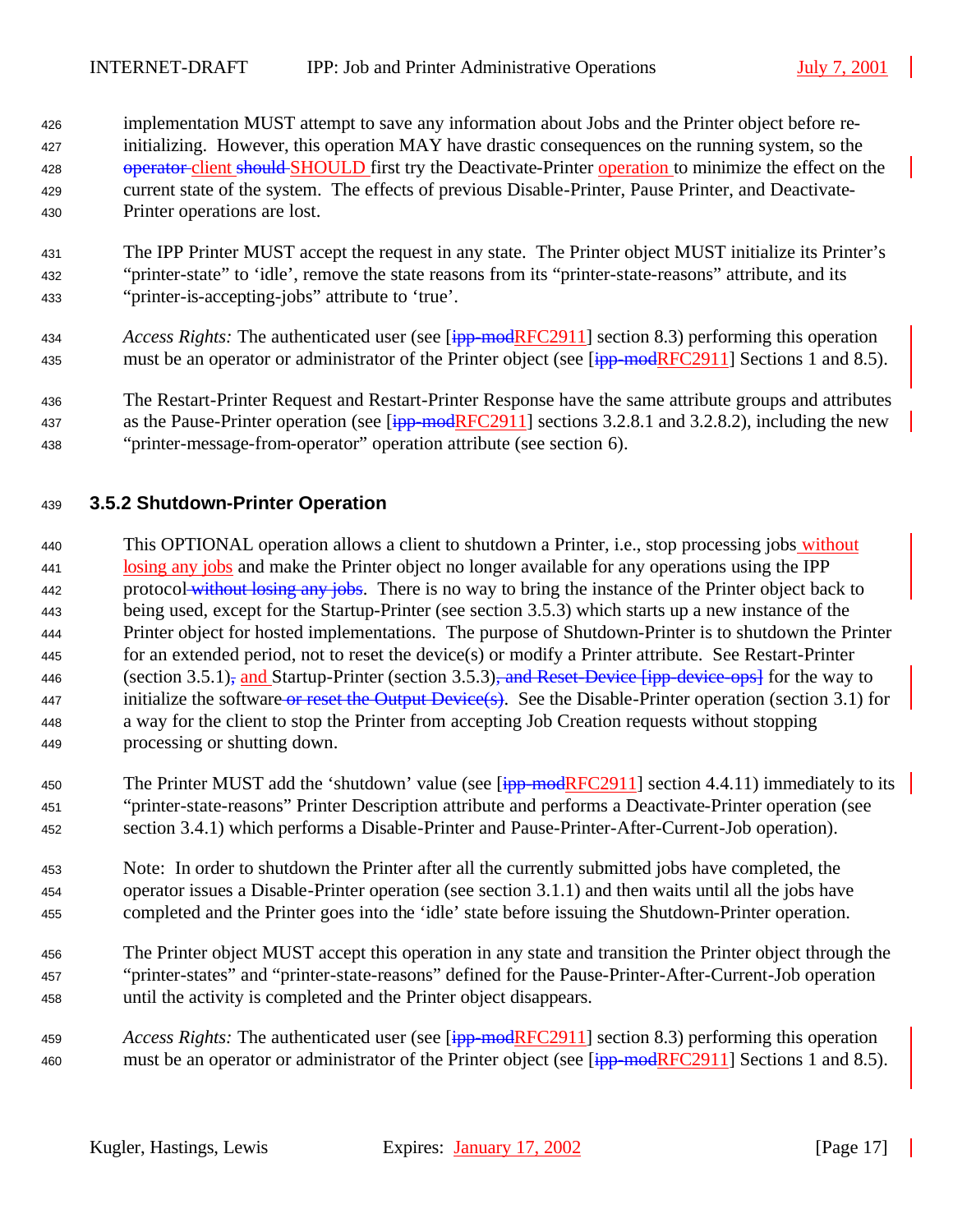implementation MUST attempt to save any information about Jobs and the Printer object before re-initializing. However, this operation MAY have drastic consequences on the running system, so the ~~operator~~ client ~~should~~ SHOULD first try the Deactivate-Printer operation to minimize the effect on the current state of the system. The effects of previous Disable-Printer, Pause Printer, and Deactivate-Printer operations are lost.

The IPP Printer MUST accept the request in any state. The Printer object MUST initialize its Printer's "printer-state" to 'idle', remove the state reasons from its "printer-state-reasons" attribute, and its "printer-is-accepting-jobs" attribute to 'true'.

*Access Rights:* The authenticated user (see [~~ipp-mod~~RFC2911] section 8.3) performing this operation must be an operator or administrator of the Printer object (see [~~ipp-mod~~RFC2911] Sections 1 and 8.5).

The Restart-Printer Request and Restart-Printer Response have the same attribute groups and attributes as the Pause-Printer operation (see [~~ipp-mod~~RFC2911] sections 3.2.8.1 and 3.2.8.2), including the new "printer-message-from-operator" operation attribute (see section 6).

### 3.5.2 Shutdown-Printer Operation

This OPTIONAL operation allows a client to shutdown a Printer, i.e., stop processing jobs without losing any jobs and make the Printer object no longer available for any operations using the IPP protocol ~~without losing any jobs~~. There is no way to bring the instance of the Printer object back to being used, except for the Startup-Printer (see section 3.5.3) which starts up a new instance of the Printer object for hosted implementations. The purpose of Shutdown-Printer is to shutdown the Printer for an extended period, not to reset the device(s) or modify a Printer attribute. See Restart-Printer (section 3.5.1)~~,~~ and Startup-Printer (section 3.5.3)~~, and Reset-Device [ipp-device-ops]~~ for the way to initialize the software ~~or reset the Output Device(s)~~. See the Disable-Printer operation (section 3.1) for a way for the client to stop the Printer from accepting Job Creation requests without stopping processing or shutting down.

The Printer MUST add the 'shutdown' value (see [~~ipp-mod~~RFC2911] section 4.4.11) immediately to its "printer-state-reasons" Printer Description attribute and performs a Deactivate-Printer operation (see section 3.4.1) which performs a Disable-Printer and Pause-Printer-After-Current-Job operation).

Note: In order to shutdown the Printer after all the currently submitted jobs have completed, the operator issues a Disable-Printer operation (see section 3.1.1) and then waits until all the jobs have completed and the Printer goes into the 'idle' state before issuing the Shutdown-Printer operation.

The Printer object MUST accept this operation in any state and transition the Printer object through the "printer-states" and "printer-state-reasons" defined for the Pause-Printer-After-Current-Job operation until the activity is completed and the Printer object disappears.

*Access Rights:* The authenticated user (see [~~ipp-mod~~RFC2911] section 8.3) performing this operation must be an operator or administrator of the Printer object (see [~~ipp-mod~~RFC2911] Sections 1 and 8.5).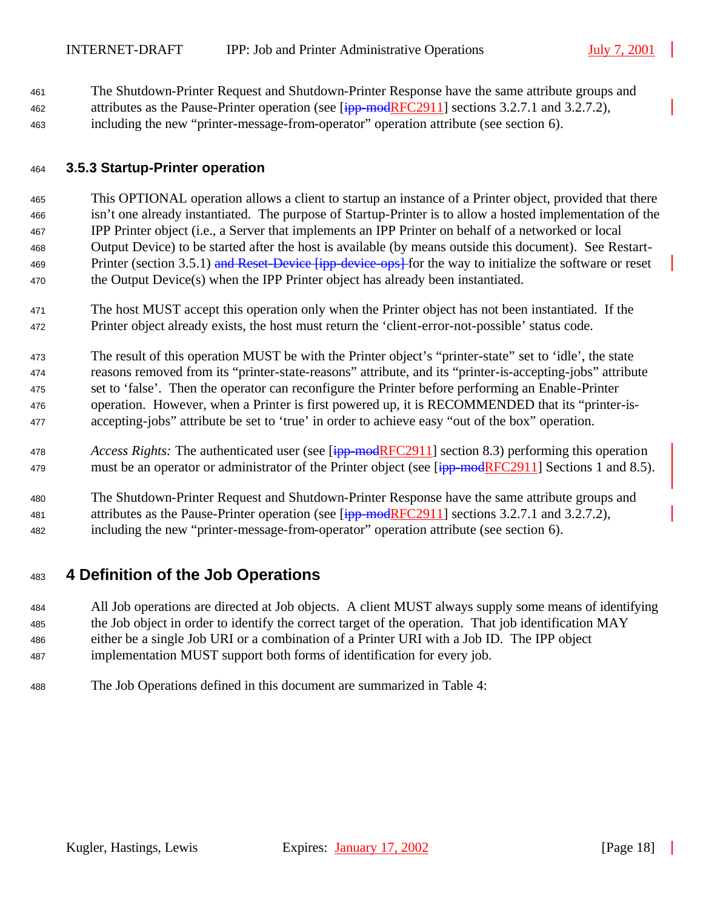The Shutdown-Printer Request and Shutdown-Printer Response have the same attribute groups and attributes as the Pause-Printer operation (see [~~ipp-mod~~RFC2911] sections 3.2.7.1 and 3.2.7.2), including the new "printer-message-from-operator" operation attribute (see section 6).

### 3.5.3 Startup-Printer operation

This OPTIONAL operation allows a client to startup an instance of a Printer object, provided that there isn't one already instantiated. The purpose of Startup-Printer is to allow a hosted implementation of the IPP Printer object (i.e., a Server that implements an IPP Printer on behalf of a networked or local Output Device) to be started after the host is available (by means outside this document). See Restart-Printer (section 3.5.1) ~~and Reset-Device [ipp-device-ops]~~ for the way to initialize the software or reset the Output Device(s) when the IPP Printer object has already been instantiated.

The host MUST accept this operation only when the Printer object has not been instantiated. If the Printer object already exists, the host must return the 'client-error-not-possible' status code.

The result of this operation MUST be with the Printer object's "printer-state" set to 'idle', the state reasons removed from its "printer-state-reasons" attribute, and its "printer-is-accepting-jobs" attribute set to 'false'. Then the operator can reconfigure the Printer before performing an Enable-Printer operation. However, when a Printer is first powered up, it is RECOMMENDED that its "printer-is-accepting-jobs" attribute be set to 'true' in order to achieve easy "out of the box" operation.

*Access Rights:* The authenticated user (see [~~ipp-mod~~RFC2911] section 8.3) performing this operation must be an operator or administrator of the Printer object (see [~~ipp-mod~~RFC2911] Sections 1 and 8.5).

The Shutdown-Printer Request and Shutdown-Printer Response have the same attribute groups and attributes as the Pause-Printer operation (see [~~ipp-mod~~RFC2911] sections 3.2.7.1 and 3.2.7.2), including the new "printer-message-from-operator" operation attribute (see section 6).

## 4 Definition of the Job Operations

All Job operations are directed at Job objects. A client MUST always supply some means of identifying the Job object in order to identify the correct target of the operation. That job identification MAY either be a single Job URI or a combination of a Printer URI with a Job ID. The IPP object implementation MUST support both forms of identification for every job.

The Job Operations defined in this document are summarized in Table 4: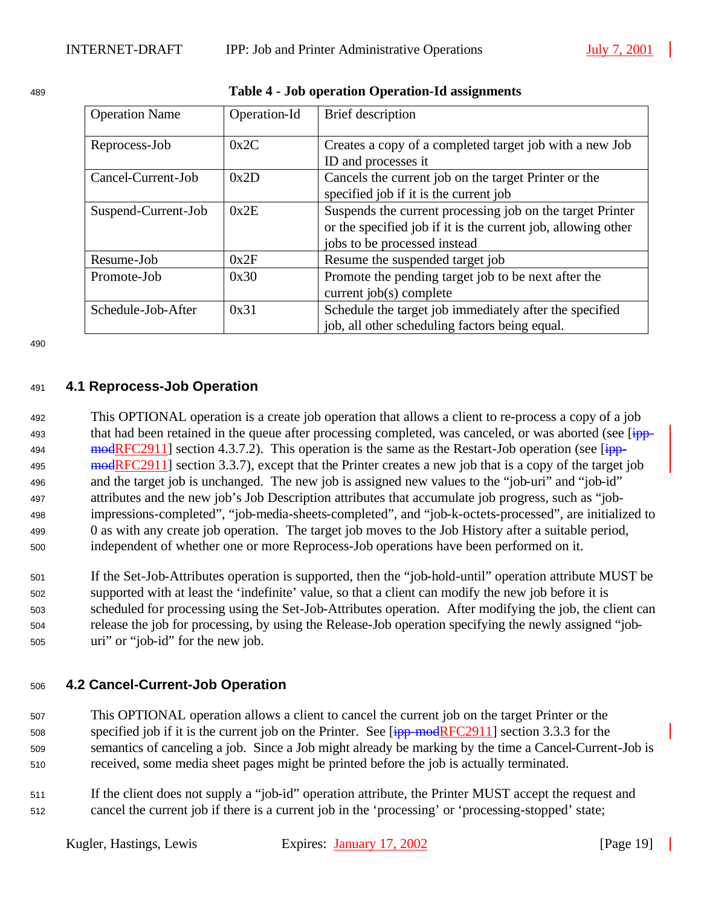**Table 4 - Job operation Operation-Id assignments**

| Operation Name | Operation-Id | Brief description |
|---|---|---|
| Reprocess-Job | 0x2C | Creates a copy of a completed target job with a new Job ID and processes it |
| Cancel-Current-Job | 0x2D | Cancels the current job on the target Printer or the specified job if it is the current job |
| Suspend-Current-Job | 0x2E | Suspends the current processing job on the target Printer or the specified job if it is the current job, allowing other jobs to be processed instead |
| Resume-Job | 0x2F | Resume the suspended target job |
| Promote-Job | 0x30 | Promote the pending target job to be next after the current job(s) complete |
| Schedule-Job-After | 0x31 | Schedule the target job immediately after the specified job, all other scheduling factors being equal. |

## 4.1 Reprocess-Job Operation

This OPTIONAL operation is a create job operation that allows a client to re-process a copy of a job that had been retained in the queue after processing completed, was canceled, or was aborted (see [ipp-modRFC2911] section 4.3.7.2). This operation is the same as the Restart-Job operation (see [ipp-modRFC2911] section 3.3.7), except that the Printer creates a new job that is a copy of the target job and the target job is unchanged. The new job is assigned new values to the "job-uri" and "job-id" attributes and the new job's Job Description attributes that accumulate job progress, such as "job-impressions-completed", "job-media-sheets-completed", and "job-k-octets-processed", are initialized to 0 as with any create job operation. The target job moves to the Job History after a suitable period, independent of whether one or more Reprocess-Job operations have been performed on it.

If the Set-Job-Attributes operation is supported, then the "job-hold-until" operation attribute MUST be supported with at least the 'indefinite' value, so that a client can modify the new job before it is scheduled for processing using the Set-Job-Attributes operation. After modifying the job, the client can release the job for processing, by using the Release-Job operation specifying the newly assigned "job-uri" or "job-id" for the new job.

## 4.2 Cancel-Current-Job Operation

This OPTIONAL operation allows a client to cancel the current job on the target Printer or the specified job if it is the current job on the Printer. See [ipp-modRFC2911] section 3.3.3 for the semantics of canceling a job. Since a Job might already be marking by the time a Cancel-Current-Job is received, some media sheet pages might be printed before the job is actually terminated.

If the client does not supply a "job-id" operation attribute, the Printer MUST accept the request and cancel the current job if there is a current job in the 'processing' or 'processing-stopped' state;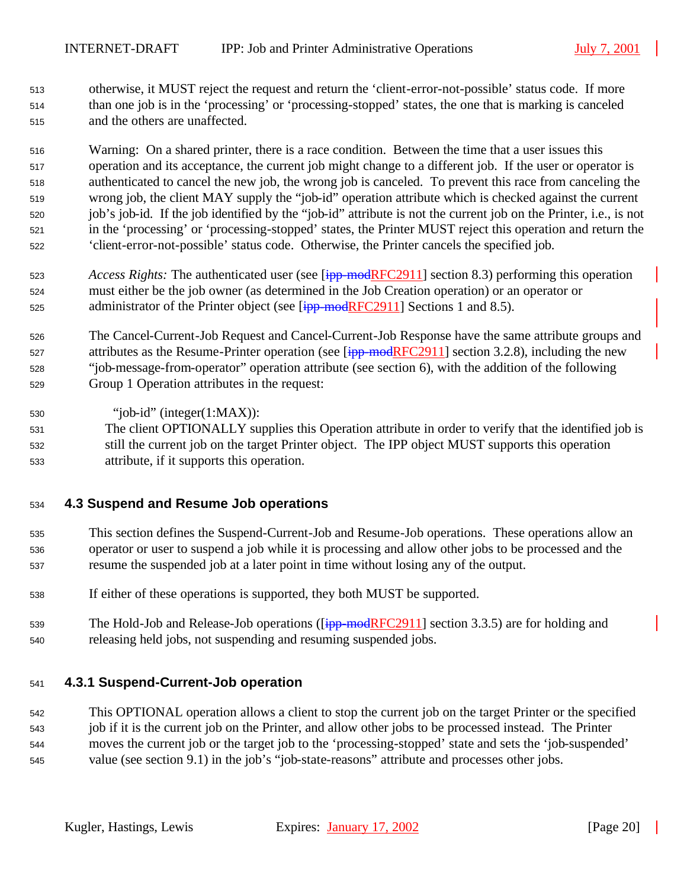otherwise, it MUST reject the request and return the 'client-error-not-possible' status code. If more than one job is in the 'processing' or 'processing-stopped' states, the one that is marking is canceled and the others are unaffected.

Warning: On a shared printer, there is a race condition. Between the time that a user issues this operation and its acceptance, the current job might change to a different job. If the user or operator is authenticated to cancel the new job, the wrong job is canceled. To prevent this race from canceling the wrong job, the client MAY supply the "job-id" operation attribute which is checked against the current job's job-id. If the job identified by the "job-id" attribute is not the current job on the Printer, i.e., is not in the 'processing' or 'processing-stopped' states, the Printer MUST reject this operation and return the 'client-error-not-possible' status code. Otherwise, the Printer cancels the specified job.

*Access Rights:* The authenticated user (see [~~ipp-mod~~RFC2911] section 8.3) performing this operation must either be the job owner (as determined in the Job Creation operation) or an operator or administrator of the Printer object (see [~~ipp-mod~~RFC2911] Sections 1 and 8.5).

The Cancel-Current-Job Request and Cancel-Current-Job Response have the same attribute groups and attributes as the Resume-Printer operation (see [~~ipp-mod~~RFC2911] section 3.2.8), including the new "job-message-from-operator" operation attribute (see section 6), with the addition of the following Group 1 Operation attributes in the request:

"job-id" (integer(1:MAX)):
The client OPTIONALLY supplies this Operation attribute in order to verify that the identified job is still the current job on the target Printer object. The IPP object MUST supports this operation attribute, if it supports this operation.

## 4.3 Suspend and Resume Job operations

This section defines the Suspend-Current-Job and Resume-Job operations. These operations allow an operator or user to suspend a job while it is processing and allow other jobs to be processed and the resume the suspended job at a later point in time without losing any of the output.

If either of these operations is supported, they both MUST be supported.

The Hold-Job and Release-Job operations ([~~ipp-mod~~RFC2911] section 3.3.5) are for holding and releasing held jobs, not suspending and resuming suspended jobs.

### 4.3.1 Suspend-Current-Job operation

This OPTIONAL operation allows a client to stop the current job on the target Printer or the specified job if it is the current job on the Printer, and allow other jobs to be processed instead. The Printer moves the current job or the target job to the 'processing-stopped' state and sets the 'job-suspended' value (see section 9.1) in the job's "job-state-reasons" attribute and processes other jobs.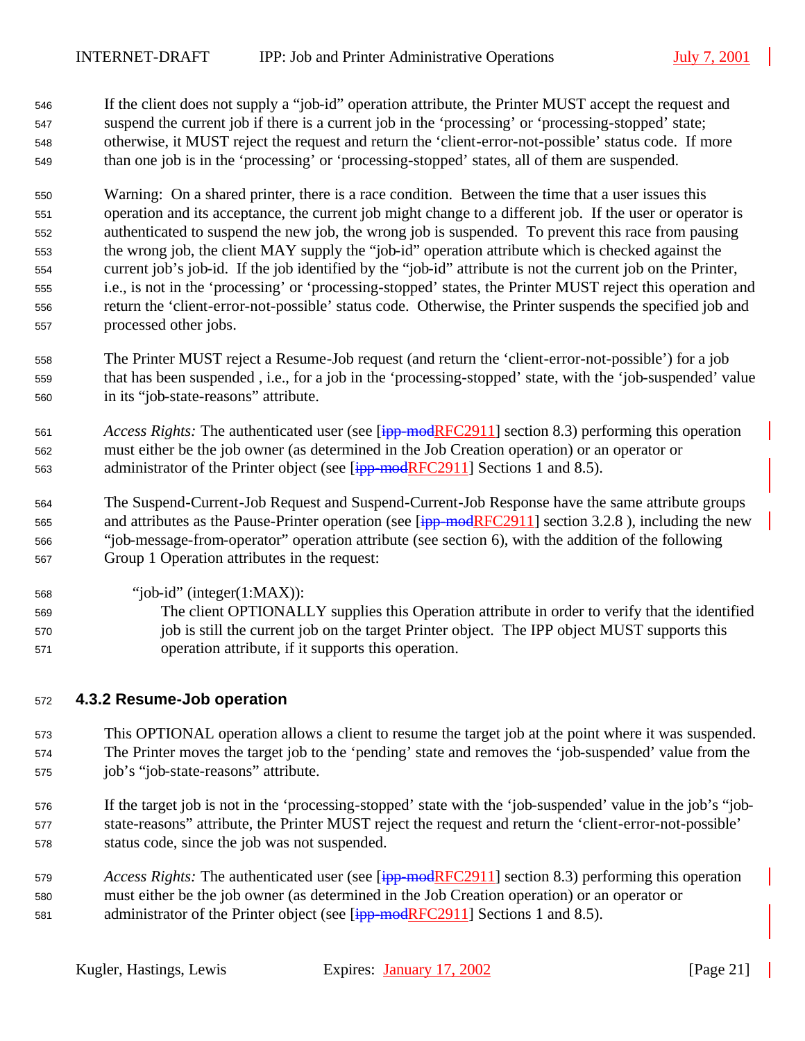If the client does not supply a "job-id" operation attribute, the Printer MUST accept the request and suspend the current job if there is a current job in the 'processing' or 'processing-stopped' state; otherwise, it MUST reject the request and return the 'client-error-not-possible' status code. If more than one job is in the 'processing' or 'processing-stopped' states, all of them are suspended.

Warning: On a shared printer, there is a race condition. Between the time that a user issues this operation and its acceptance, the current job might change to a different job. If the user or operator is authenticated to suspend the new job, the wrong job is suspended. To prevent this race from pausing the wrong job, the client MAY supply the "job-id" operation attribute which is checked against the current job's job-id. If the job identified by the "job-id" attribute is not the current job on the Printer, i.e., is not in the 'processing' or 'processing-stopped' states, the Printer MUST reject this operation and return the 'client-error-not-possible' status code. Otherwise, the Printer suspends the specified job and processed other jobs.

The Printer MUST reject a Resume-Job request (and return the 'client-error-not-possible') for a job that has been suspended , i.e., for a job in the 'processing-stopped' state, with the 'job-suspended' value in its "job-state-reasons" attribute.

*Access Rights:* The authenticated user (see [~~ipp-mod~~RFC2911] section 8.3) performing this operation must either be the job owner (as determined in the Job Creation operation) or an operator or administrator of the Printer object (see [~~ipp-mod~~RFC2911] Sections 1 and 8.5).

The Suspend-Current-Job Request and Suspend-Current-Job Response have the same attribute groups and attributes as the Pause-Printer operation (see [~~ipp-mod~~RFC2911] section 3.2.8 ), including the new "job-message-from-operator" operation attribute (see section 6), with the addition of the following Group 1 Operation attributes in the request:

"job-id" (integer(1:MAX)):
The client OPTIONALLY supplies this Operation attribute in order to verify that the identified job is still the current job on the target Printer object. The IPP object MUST supports this operation attribute, if it supports this operation.

### 4.3.2 Resume-Job operation

This OPTIONAL operation allows a client to resume the target job at the point where it was suspended. The Printer moves the target job to the 'pending' state and removes the 'job-suspended' value from the job's "job-state-reasons" attribute.

If the target job is not in the 'processing-stopped' state with the 'job-suspended' value in the job's "job-state-reasons" attribute, the Printer MUST reject the request and return the 'client-error-not-possible' status code, since the job was not suspended.

*Access Rights:* The authenticated user (see [~~ipp-mod~~RFC2911] section 8.3) performing this operation must either be the job owner (as determined in the Job Creation operation) or an operator or administrator of the Printer object (see [~~ipp-mod~~RFC2911] Sections 1 and 8.5).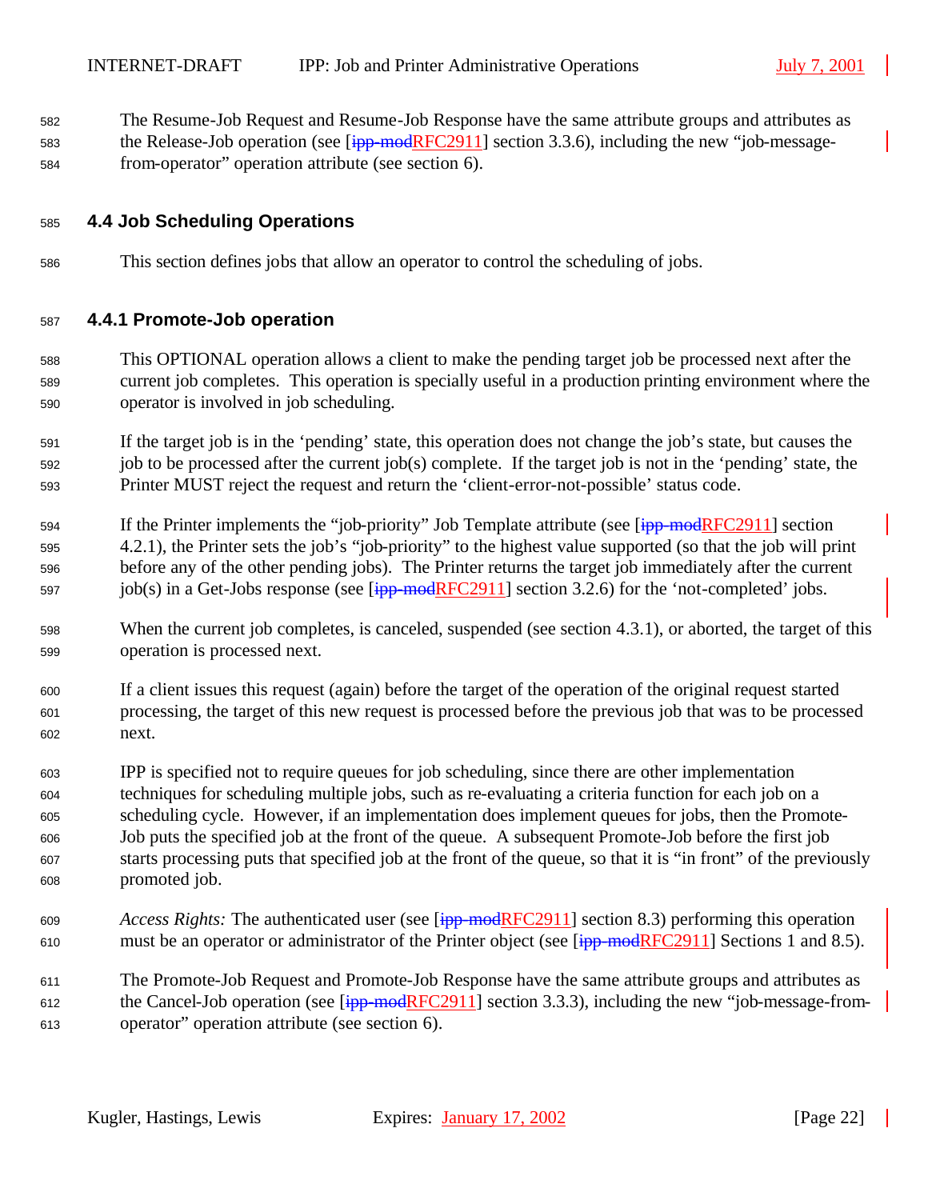The Resume-Job Request and Resume-Job Response have the same attribute groups and attributes as the Release-Job operation (see [~~ipp-mod~~RFC2911] section 3.3.6), including the new "job-message-from-operator" operation attribute (see section 6).

### 4.4 Job Scheduling Operations

This section defines jobs that allow an operator to control the scheduling of jobs.

#### 4.4.1 Promote-Job operation

This OPTIONAL operation allows a client to make the pending target job be processed next after the current job completes. This operation is specially useful in a production printing environment where the operator is involved in job scheduling.

If the target job is in the 'pending' state, this operation does not change the job's state, but causes the job to be processed after the current job(s) complete. If the target job is not in the 'pending' state, the Printer MUST reject the request and return the 'client-error-not-possible' status code.

If the Printer implements the "job-priority" Job Template attribute (see [~~ipp-mod~~RFC2911] section 4.2.1), the Printer sets the job's "job-priority" to the highest value supported (so that the job will print before any of the other pending jobs). The Printer returns the target job immediately after the current job(s) in a Get-Jobs response (see [~~ipp-mod~~RFC2911] section 3.2.6) for the 'not-completed' jobs.

When the current job completes, is canceled, suspended (see section 4.3.1), or aborted, the target of this operation is processed next.

If a client issues this request (again) before the target of the operation of the original request started processing, the target of this new request is processed before the previous job that was to be processed next.

IPP is specified not to require queues for job scheduling, since there are other implementation techniques for scheduling multiple jobs, such as re-evaluating a criteria function for each job on a scheduling cycle. However, if an implementation does implement queues for jobs, then the Promote-Job puts the specified job at the front of the queue. A subsequent Promote-Job before the first job starts processing puts that specified job at the front of the queue, so that it is "in front" of the previously promoted job.

*Access Rights:* The authenticated user (see [~~ipp-mod~~RFC2911] section 8.3) performing this operation must be an operator or administrator of the Printer object (see [~~ipp-mod~~RFC2911] Sections 1 and 8.5).

The Promote-Job Request and Promote-Job Response have the same attribute groups and attributes as the Cancel-Job operation (see [~~ipp-mod~~RFC2911] section 3.3.3), including the new "job-message-from-operator" operation attribute (see section 6).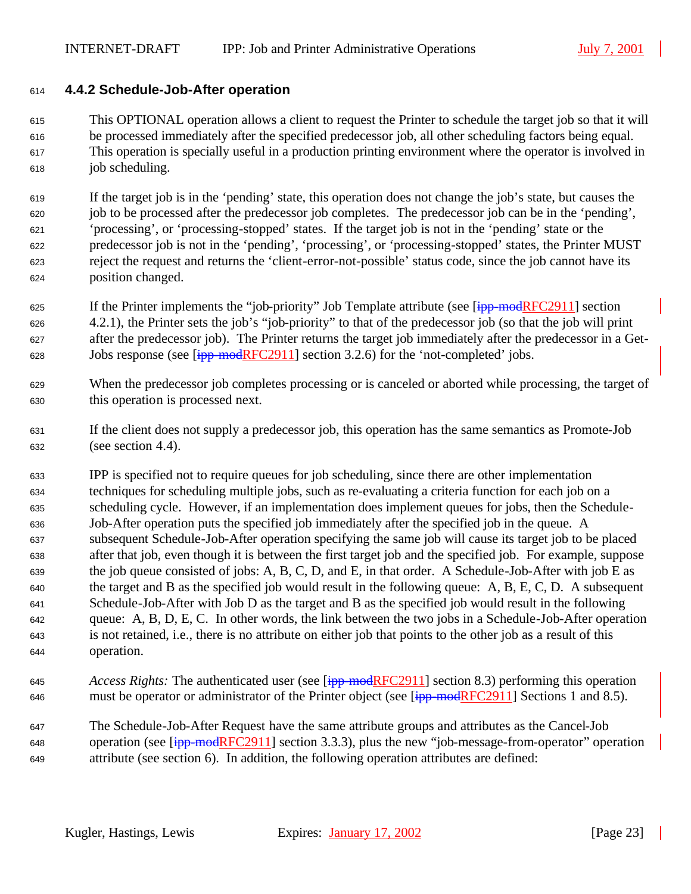### 4.4.2 Schedule-Job-After operation

This OPTIONAL operation allows a client to request the Printer to schedule the target job so that it will be processed immediately after the specified predecessor job, all other scheduling factors being equal. This operation is specially useful in a production printing environment where the operator is involved in job scheduling.

If the target job is in the 'pending' state, this operation does not change the job's state, but causes the job to be processed after the predecessor job completes. The predecessor job can be in the 'pending', 'processing', or 'processing-stopped' states. If the target job is not in the 'pending' state or the predecessor job is not in the 'pending', 'processing', or 'processing-stopped' states, the Printer MUST reject the request and returns the 'client-error-not-possible' status code, since the job cannot have its position changed.

If the Printer implements the "job-priority" Job Template attribute (see [~~ipp-mod~~RFC2911] section 4.2.1), the Printer sets the job's "job-priority" to that of the predecessor job (so that the job will print after the predecessor job). The Printer returns the target job immediately after the predecessor in a Get-Jobs response (see [~~ipp-mod~~RFC2911] section 3.2.6) for the 'not-completed' jobs.

When the predecessor job completes processing or is canceled or aborted while processing, the target of this operation is processed next.

If the client does not supply a predecessor job, this operation has the same semantics as Promote-Job (see section 4.4).

IPP is specified not to require queues for job scheduling, since there are other implementation techniques for scheduling multiple jobs, such as re-evaluating a criteria function for each job on a scheduling cycle. However, if an implementation does implement queues for jobs, then the Schedule-Job-After operation puts the specified job immediately after the specified job in the queue. A subsequent Schedule-Job-After operation specifying the same job will cause its target job to be placed after that job, even though it is between the first target job and the specified job. For example, suppose the job queue consisted of jobs: A, B, C, D, and E, in that order. A Schedule-Job-After with job E as the target and B as the specified job would result in the following queue: A, B, E, C, D. A subsequent Schedule-Job-After with Job D as the target and B as the specified job would result in the following queue: A, B, D, E, C. In other words, the link between the two jobs in a Schedule-Job-After operation is not retained, i.e., there is no attribute on either job that points to the other job as a result of this operation.

*Access Rights:* The authenticated user (see [~~ipp-mod~~RFC2911] section 8.3) performing this operation must be operator or administrator of the Printer object (see [~~ipp-mod~~RFC2911] Sections 1 and 8.5).

The Schedule-Job-After Request have the same attribute groups and attributes as the Cancel-Job operation (see [~~ipp-mod~~RFC2911] section 3.3.3), plus the new "job-message-from-operator" operation attribute (see section 6). In addition, the following operation attributes are defined: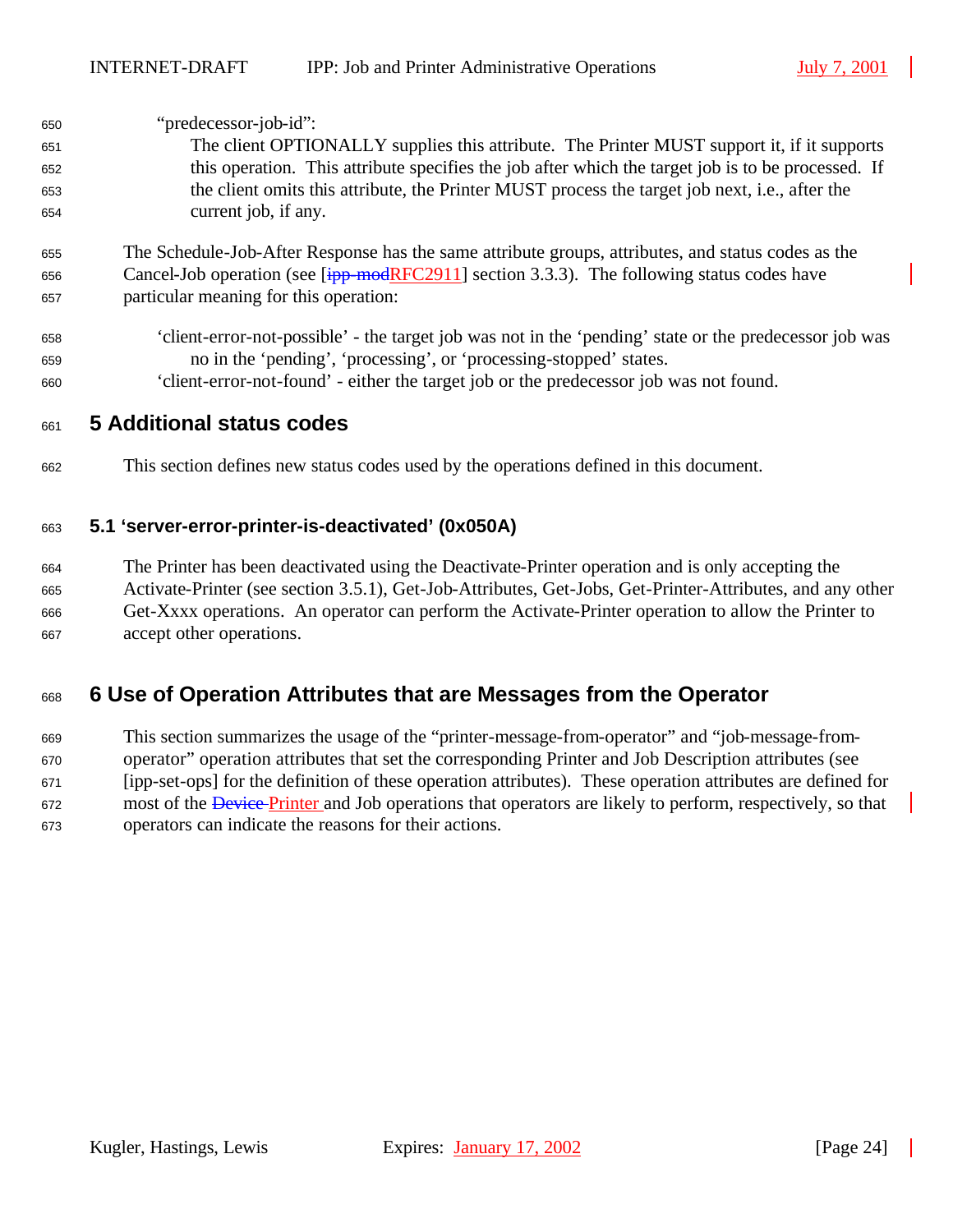"predecessor-job-id":

The client OPTIONALLY supplies this attribute. The Printer MUST support it, if it supports this operation. This attribute specifies the job after which the target job is to be processed. If the client omits this attribute, the Printer MUST process the target job next, i.e., after the current job, if any.

The Schedule-Job-After Response has the same attribute groups, attributes, and status codes as the Cancel-Job operation (see [~~ipp-mod~~RFC2911] section 3.3.3). The following status codes have particular meaning for this operation:

'client-error-not-possible' - the target job was not in the 'pending' state or the predecessor job was no in the 'pending', 'processing', or 'processing-stopped' states.

'client-error-not-found' - either the target job or the predecessor job was not found.

# 5 Additional status codes

This section defines new status codes used by the operations defined in this document.

## 5.1 'server-error-printer-is-deactivated' (0x050A)

The Printer has been deactivated using the Deactivate-Printer operation and is only accepting the Activate-Printer (see section 3.5.1), Get-Job-Attributes, Get-Jobs, Get-Printer-Attributes, and any other Get-Xxxx operations. An operator can perform the Activate-Printer operation to allow the Printer to accept other operations.

# 6 Use of Operation Attributes that are Messages from the Operator

This section summarizes the usage of the "printer-message-from-operator" and "job-message-from-operator" operation attributes that set the corresponding Printer and Job Description attributes (see [ipp-set-ops] for the definition of these operation attributes). These operation attributes are defined for most of the ~~Device~~ Printer and Job operations that operators are likely to perform, respectively, so that operators can indicate the reasons for their actions.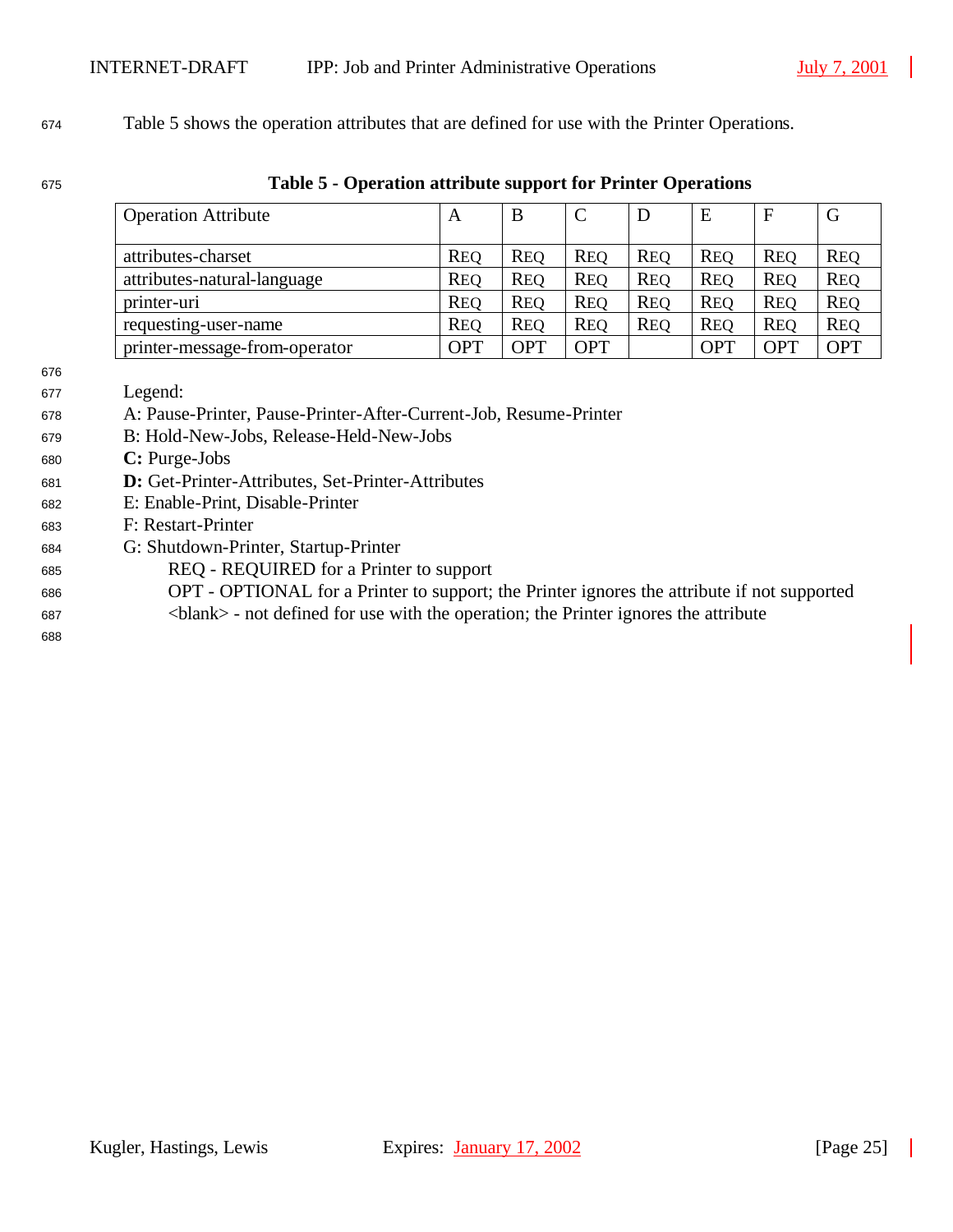Table 5 shows the operation attributes that are defined for use with the Printer Operations.

**Table 5 - Operation attribute support for Printer Operations**

| Operation Attribute | A | B | C | D | E | F | G |
|---|---|---|---|---|---|---|---|
| attributes-charset | REQ | REQ | REQ | REQ | REQ | REQ | REQ |
| attributes-natural-language | REQ | REQ | REQ | REQ | REQ | REQ | REQ |
| printer-uri | REQ | REQ | REQ | REQ | REQ | REQ | REQ |
| requesting-user-name | REQ | REQ | REQ | REQ | REQ | REQ | REQ |
| printer-message-from-operator | OPT | OPT | OPT | | OPT | OPT | OPT |

Legend:
A: Pause-Printer, Pause-Printer-After-Current-Job, Resume-Printer
B: Hold-New-Jobs, Release-Held-New-Jobs
**C:** Purge-Jobs
**D:** Get-Printer-Attributes, Set-Printer-Attributes
E: Enable-Print, Disable-Printer
F: Restart-Printer
G: Shutdown-Printer, Startup-Printer
REQ - REQUIRED for a Printer to support
OPT - OPTIONAL for a Printer to support; the Printer ignores the attribute if not supported
<blank> - not defined for use with the operation; the Printer ignores the attribute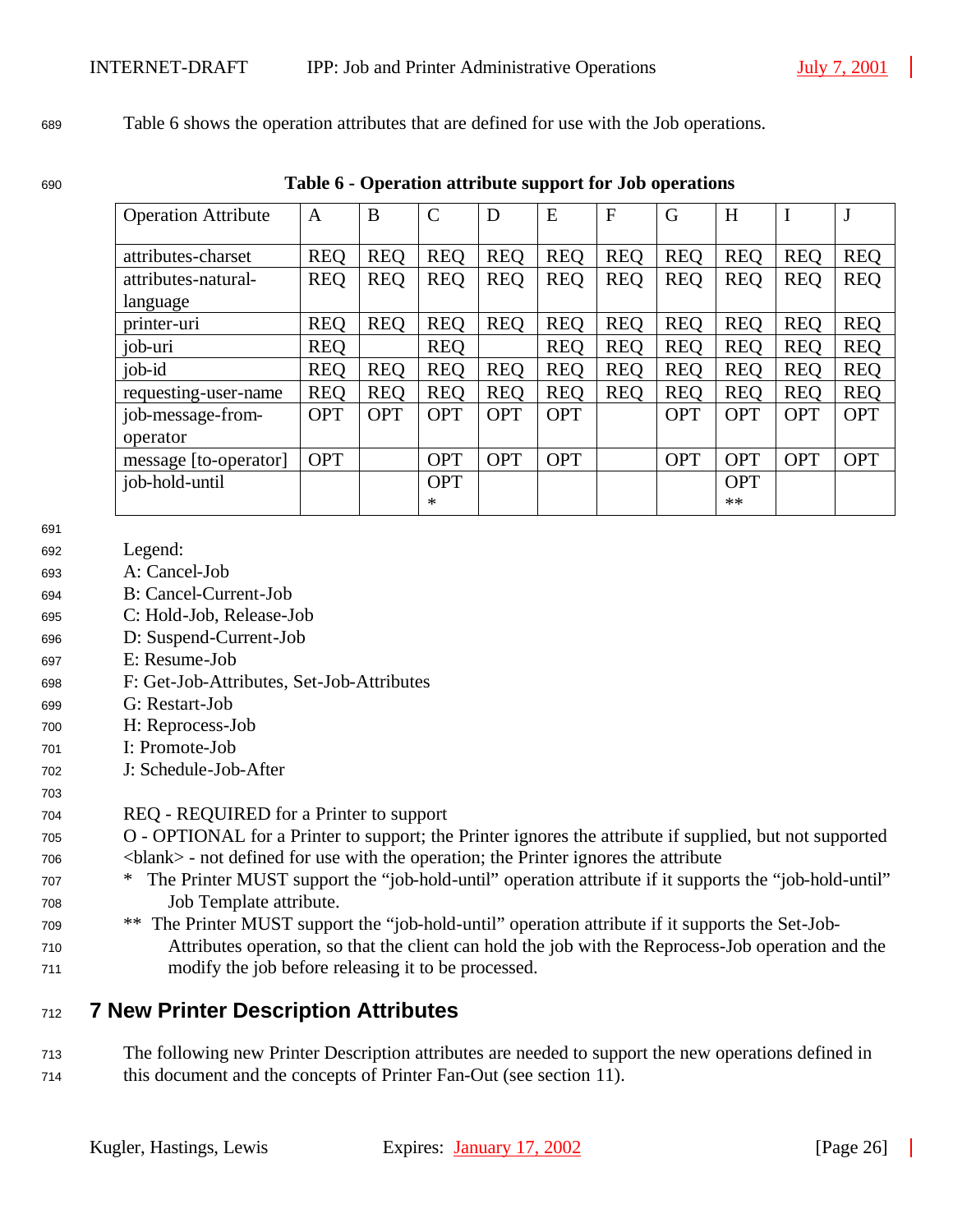Table 6 shows the operation attributes that are defined for use with the Job operations.

**Table 6 - Operation attribute support for Job operations**

| Operation Attribute | A | B | C | D | E | F | G | H | I | J |
|---|---|---|---|---|---|---|---|---|---|---|
| attributes-charset | REQ | REQ | REQ | REQ | REQ | REQ | REQ | REQ | REQ | REQ |
| attributes-natural-language | REQ | REQ | REQ | REQ | REQ | REQ | REQ | REQ | REQ | REQ |
| printer-uri | REQ | REQ | REQ | REQ | REQ | REQ | REQ | REQ | REQ | REQ |
| job-uri | REQ | | REQ | | REQ | REQ | REQ | REQ | REQ | REQ |
| job-id | REQ | REQ | REQ | REQ | REQ | REQ | REQ | REQ | REQ | REQ |
| requesting-user-name | REQ | REQ | REQ | REQ | REQ | REQ | REQ | REQ | REQ | REQ |
| job-message-from-operator | OPT | OPT | OPT | OPT | OPT | | OPT | OPT | OPT | OPT |
| message [to-operator] | OPT | | OPT | OPT | OPT | | OPT | OPT | OPT | OPT |
| job-hold-until | | | OPT * | | | | | OPT ** | | |

Legend:
A: Cancel-Job
B: Cancel-Current-Job
C: Hold-Job, Release-Job
D: Suspend-Current-Job
E: Resume-Job
F: Get-Job-Attributes, Set-Job-Attributes
G: Restart-Job
H: Reprocess-Job
I: Promote-Job
J: Schedule-Job-After

REQ - REQUIRED for a Printer to support
O - OPTIONAL for a Printer to support; the Printer ignores the attribute if supplied, but not supported
<blank> - not defined for use with the operation; the Printer ignores the attribute
* The Printer MUST support the "job-hold-until" operation attribute if it supports the "job-hold-until" Job Template attribute.
** The Printer MUST support the "job-hold-until" operation attribute if it supports the Set-Job-Attributes operation, so that the client can hold the job with the Reprocess-Job operation and the modify the job before releasing it to be processed.

# 7 New Printer Description Attributes

The following new Printer Description attributes are needed to support the new operations defined in this document and the concepts of Printer Fan-Out (see section 11).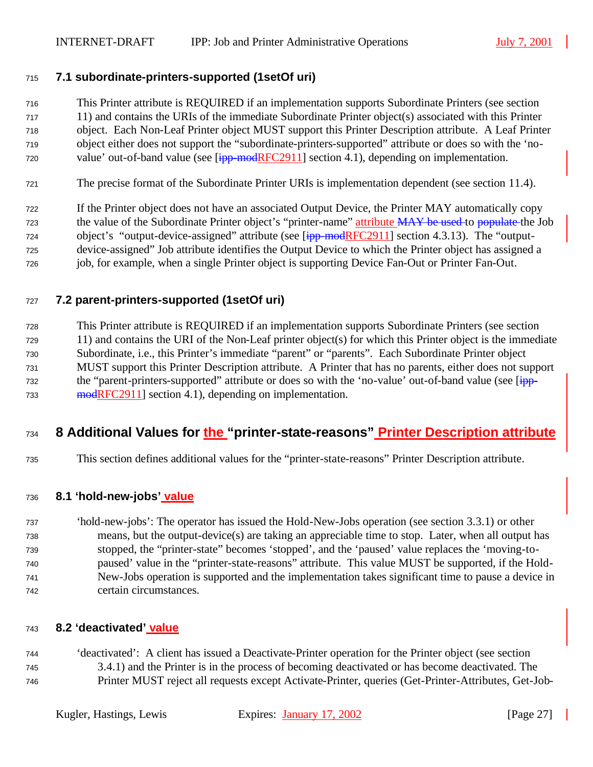### 7.1 subordinate-printers-supported (1setOf uri)

This Printer attribute is REQUIRED if an implementation supports Subordinate Printers (see section 11) and contains the URIs of the immediate Subordinate Printer object(s) associated with this Printer object. Each Non-Leaf Printer object MUST support this Printer Description attribute. A Leaf Printer object either does not support the "subordinate-printers-supported" attribute or does so with the 'no-value' out-of-band value (see [ipp-modRFC2911] section 4.1), depending on implementation.

The precise format of the Subordinate Printer URIs is implementation dependent (see section 11.4).

If the Printer object does not have an associated Output Device, the Printer MAY automatically copy the value of the Subordinate Printer object's "printer-name" attribute MAY be used to populate the Job object's "output-device-assigned" attribute (see [ipp-modRFC2911] section 4.3.13). The "output-device-assigned" Job attribute identifies the Output Device to which the Printer object has assigned a job, for example, when a single Printer object is supporting Device Fan-Out or Printer Fan-Out.

### 7.2 parent-printers-supported (1setOf uri)

This Printer attribute is REQUIRED if an implementation supports Subordinate Printers (see section 11) and contains the URI of the Non-Leaf printer object(s) for which this Printer object is the immediate Subordinate, i.e., this Printer's immediate "parent" or "parents". Each Subordinate Printer object MUST support this Printer Description attribute. A Printer that has no parents, either does not support the "parent-printers-supported" attribute or does so with the 'no-value' out-of-band value (see [ipp-modRFC2911] section 4.1), depending on implementation.

## 8 Additional Values for the "printer-state-reasons" Printer Description attribute

This section defines additional values for the "printer-state-reasons" Printer Description attribute.

### 8.1 'hold-new-jobs' value

'hold-new-jobs': The operator has issued the Hold-New-Jobs operation (see section 3.3.1) or other means, but the output-device(s) are taking an appreciable time to stop. Later, when all output has stopped, the "printer-state" becomes 'stopped', and the 'paused' value replaces the 'moving-to-paused' value in the "printer-state-reasons" attribute. This value MUST be supported, if the Hold-New-Jobs operation is supported and the implementation takes significant time to pause a device in certain circumstances.

### 8.2 'deactivated' value

'deactivated': A client has issued a Deactivate-Printer operation for the Printer object (see section 3.4.1) and the Printer is in the process of becoming deactivated or has become deactivated. The Printer MUST reject all requests except Activate-Printer, queries (Get-Printer-Attributes, Get-Job-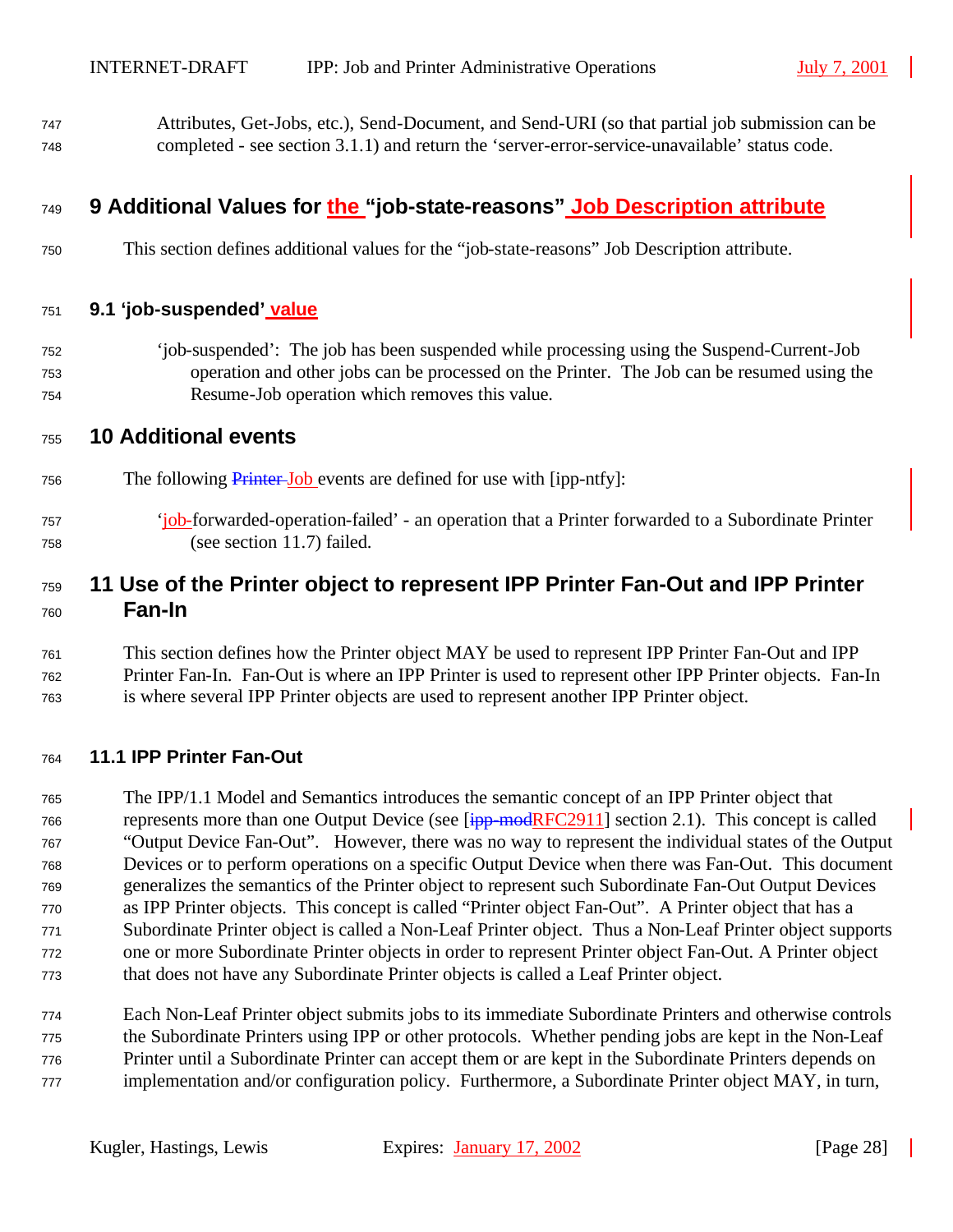Attributes, Get-Jobs, etc.), Send-Document, and Send-URI (so that partial job submission can be completed - see section 3.1.1) and return the 'server-error-service-unavailable' status code.

# 9 Additional Values for the "job-state-reasons" Job Description attribute

This section defines additional values for the "job-state-reasons" Job Description attribute.

## 9.1 'job-suspended' value

'job-suspended': The job has been suspended while processing using the Suspend-Current-Job operation and other jobs can be processed on the Printer. The Job can be resumed using the Resume-Job operation which removes this value.

# 10 Additional events

The following ~~Printer~~ Job events are defined for use with [ipp-ntfy]:

'job-forwarded-operation-failed' - an operation that a Printer forwarded to a Subordinate Printer (see section 11.7) failed.

# 11 Use of the Printer object to represent IPP Printer Fan-Out and IPP Printer Fan-In

This section defines how the Printer object MAY be used to represent IPP Printer Fan-Out and IPP Printer Fan-In. Fan-Out is where an IPP Printer is used to represent other IPP Printer objects. Fan-In is where several IPP Printer objects are used to represent another IPP Printer object.

## 11.1 IPP Printer Fan-Out

The IPP/1.1 Model and Semantics introduces the semantic concept of an IPP Printer object that represents more than one Output Device (see [~~ipp-mod~~RFC2911] section 2.1). This concept is called "Output Device Fan-Out". However, there was no way to represent the individual states of the Output Devices or to perform operations on a specific Output Device when there was Fan-Out. This document generalizes the semantics of the Printer object to represent such Subordinate Fan-Out Output Devices as IPP Printer objects. This concept is called "Printer object Fan-Out". A Printer object that has a Subordinate Printer object is called a Non-Leaf Printer object. Thus a Non-Leaf Printer object supports one or more Subordinate Printer objects in order to represent Printer object Fan-Out. A Printer object that does not have any Subordinate Printer objects is called a Leaf Printer object.

Each Non-Leaf Printer object submits jobs to its immediate Subordinate Printers and otherwise controls the Subordinate Printers using IPP or other protocols. Whether pending jobs are kept in the Non-Leaf Printer until a Subordinate Printer can accept them or are kept in the Subordinate Printers depends on implementation and/or configuration policy. Furthermore, a Subordinate Printer object MAY, in turn,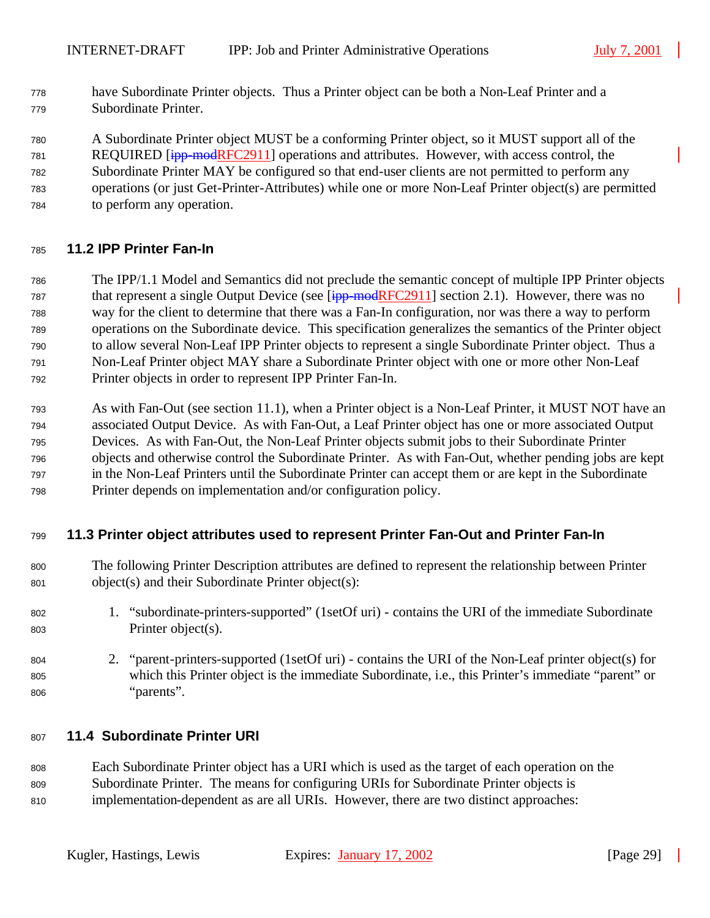have Subordinate Printer objects. Thus a Printer object can be both a Non-Leaf Printer and a Subordinate Printer.

A Subordinate Printer object MUST be a conforming Printer object, so it MUST support all of the REQUIRED [RFC2911] operations and attributes. However, with access control, the Subordinate Printer MAY be configured so that end-user clients are not permitted to perform any operations (or just Get-Printer-Attributes) while one or more Non-Leaf Printer object(s) are permitted to perform any operation.

## 11.2 IPP Printer Fan-In

The IPP/1.1 Model and Semantics did not preclude the semantic concept of multiple IPP Printer objects that represent a single Output Device (see [RFC2911] section 2.1). However, there was no way for the client to determine that there was a Fan-In configuration, nor was there a way to perform operations on the Subordinate device. This specification generalizes the semantics of the Printer object to allow several Non-Leaf IPP Printer objects to represent a single Subordinate Printer object. Thus a Non-Leaf Printer object MAY share a Subordinate Printer object with one or more other Non-Leaf Printer objects in order to represent IPP Printer Fan-In.

As with Fan-Out (see section 11.1), when a Printer object is a Non-Leaf Printer, it MUST NOT have an associated Output Device. As with Fan-Out, a Leaf Printer object has one or more associated Output Devices. As with Fan-Out, the Non-Leaf Printer objects submit jobs to their Subordinate Printer objects and otherwise control the Subordinate Printer. As with Fan-Out, whether pending jobs are kept in the Non-Leaf Printers until the Subordinate Printer can accept them or are kept in the Subordinate Printer depends on implementation and/or configuration policy.

## 11.3 Printer object attributes used to represent Printer Fan-Out and Printer Fan-In

The following Printer Description attributes are defined to represent the relationship between Printer object(s) and their Subordinate Printer object(s):

1. "subordinate-printers-supported" (1setOf uri) - contains the URI of the immediate Subordinate Printer object(s).

2. "parent-printers-supported (1setOf uri) - contains the URI of the Non-Leaf printer object(s) for which this Printer object is the immediate Subordinate, i.e., this Printer's immediate "parent" or "parents".

## 11.4 Subordinate Printer URI

Each Subordinate Printer object has a URI which is used as the target of each operation on the Subordinate Printer. The means for configuring URIs for Subordinate Printer objects is implementation-dependent as are all URIs. However, there are two distinct approaches: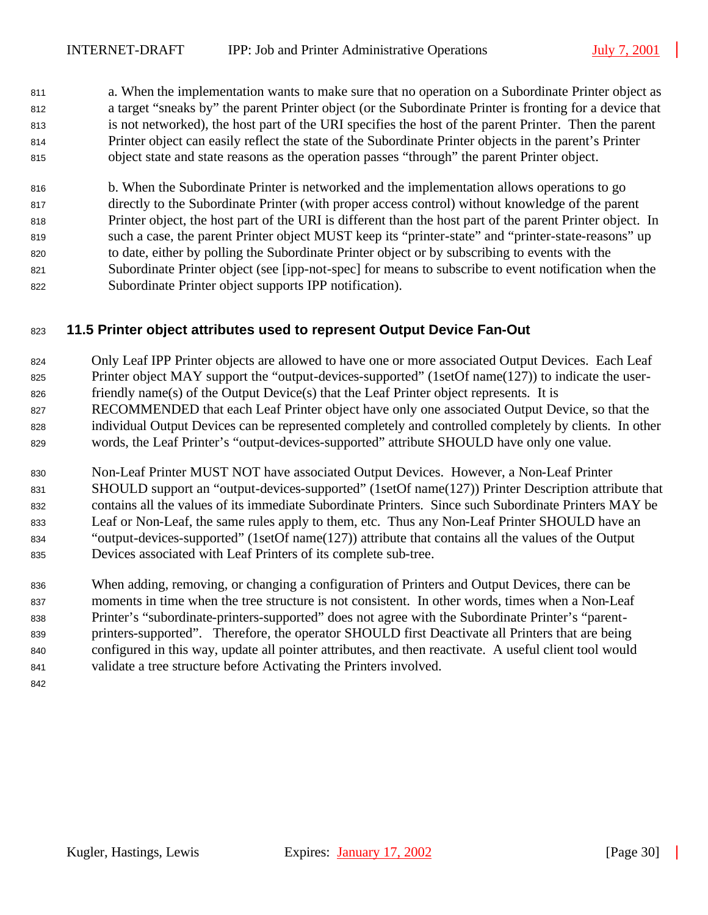a. When the implementation wants to make sure that no operation on a Subordinate Printer object as a target "sneaks by" the parent Printer object (or the Subordinate Printer is fronting for a device that is not networked), the host part of the URI specifies the host of the parent Printer. Then the parent Printer object can easily reflect the state of the Subordinate Printer objects in the parent's Printer object state and state reasons as the operation passes "through" the parent Printer object.

b. When the Subordinate Printer is networked and the implementation allows operations to go directly to the Subordinate Printer (with proper access control) without knowledge of the parent Printer object, the host part of the URI is different than the host part of the parent Printer object. In such a case, the parent Printer object MUST keep its "printer-state" and "printer-state-reasons" up to date, either by polling the Subordinate Printer object or by subscribing to events with the Subordinate Printer object (see [ipp-not-spec] for means to subscribe to event notification when the Subordinate Printer object supports IPP notification).

## 11.5 Printer object attributes used to represent Output Device Fan-Out

Only Leaf IPP Printer objects are allowed to have one or more associated Output Devices. Each Leaf Printer object MAY support the "output-devices-supported" (1setOf name(127)) to indicate the user-friendly name(s) of the Output Device(s) that the Leaf Printer object represents. It is RECOMMENDED that each Leaf Printer object have only one associated Output Device, so that the individual Output Devices can be represented completely and controlled completely by clients. In other words, the Leaf Printer's "output-devices-supported" attribute SHOULD have only one value.

Non-Leaf Printer MUST NOT have associated Output Devices. However, a Non-Leaf Printer SHOULD support an "output-devices-supported" (1setOf name(127)) Printer Description attribute that contains all the values of its immediate Subordinate Printers. Since such Subordinate Printers MAY be Leaf or Non-Leaf, the same rules apply to them, etc. Thus any Non-Leaf Printer SHOULD have an "output-devices-supported" (1setOf name(127)) attribute that contains all the values of the Output Devices associated with Leaf Printers of its complete sub-tree.

When adding, removing, or changing a configuration of Printers and Output Devices, there can be moments in time when the tree structure is not consistent. In other words, times when a Non-Leaf Printer's "subordinate-printers-supported" does not agree with the Subordinate Printer's "parent-printers-supported". Therefore, the operator SHOULD first Deactivate all Printers that are being configured in this way, update all pointer attributes, and then reactivate. A useful client tool would validate a tree structure before Activating the Printers involved.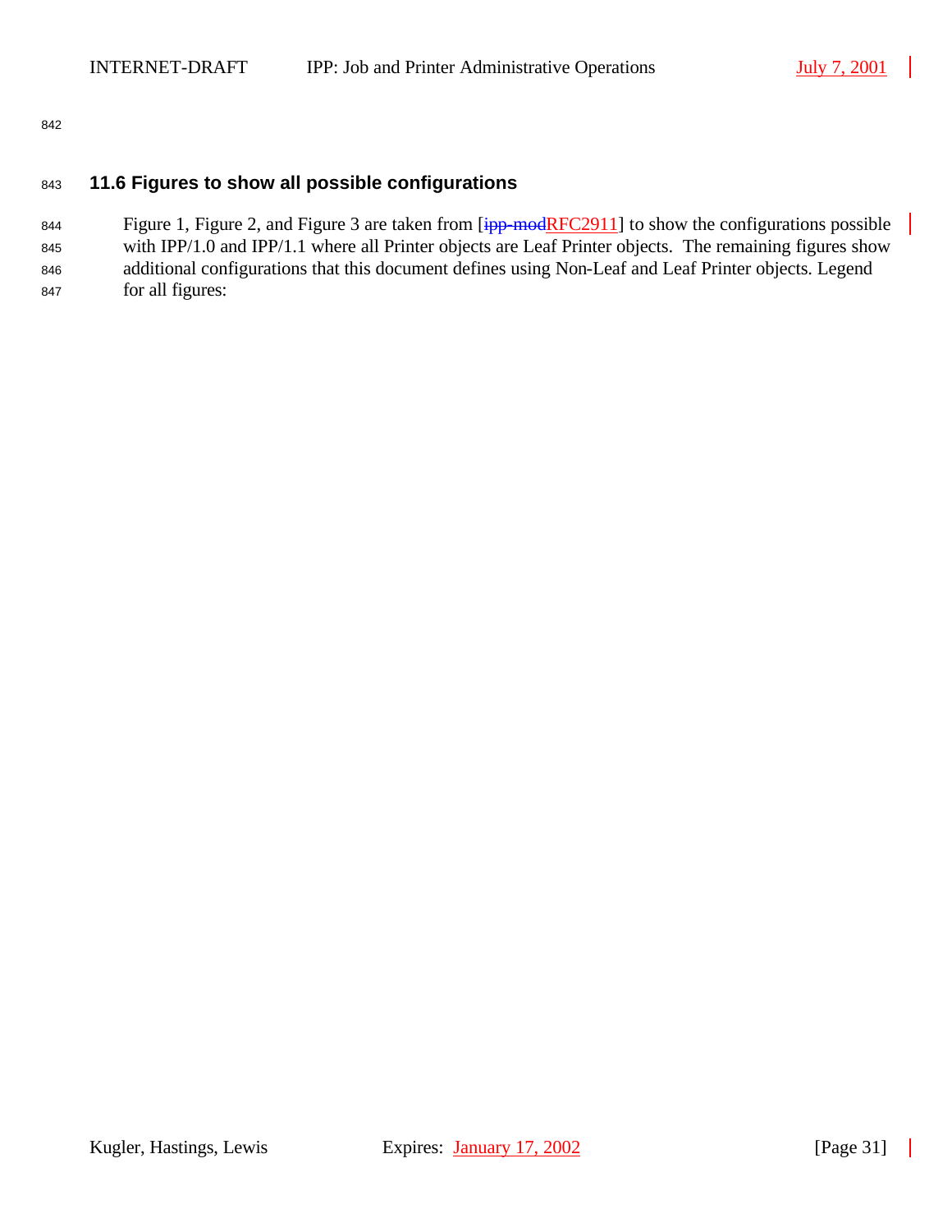## 11.6 Figures to show all possible configurations

Figure 1, Figure 2, and Figure 3 are taken from [~~ipp-mod~~RFC2911] to show the configurations possible with IPP/1.0 and IPP/1.1 where all Printer objects are Leaf Printer objects. The remaining figures show additional configurations that this document defines using Non-Leaf and Leaf Printer objects. Legend for all figures: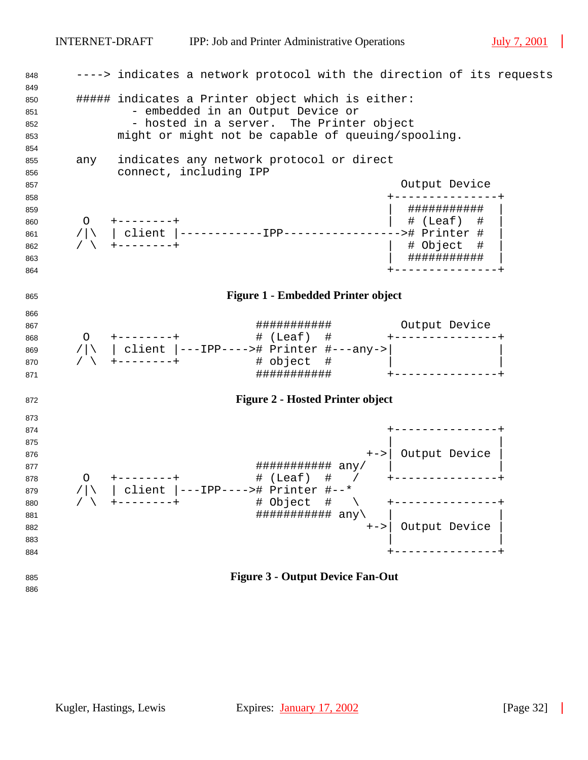```
----> indicates a network protocol with the direction of its requests

##### indicates a Printer object which is either:
        - embedded in an Output Device or
        - hosted in a server.  The Printer object
      might or might not be capable of queuing/spooling.

any   indicates any network protocol or direct
      connect, including IPP
```

```
                                                     Output Device
                                                   +---------------+
                                                   |  ###########  |
 O   +--------+                                    |  # (Leaf)  #  |
/|\  | client |------------IPP----------------->#  Printer #  |
/ \  +--------+                                    |  # Object  #  |
                                                   |  ###########  |
                                                   +---------------+
```

**Figure 1 - Embedded Printer object**

```
                              ###########          Output Device
 O   +--------+               # (Leaf)  #        +---------------+
/|\  | client |---IPP---->#  Printer #---any->|               |
/ \  +--------+               # object  #        |               |
                              ###########        +---------------+
```

**Figure 2 - Hosted Printer object**

```
                                                   +---------------+
                                                   |               |
                                                +->| Output Device |
                              ########### any/     |               |
 O   +--------+               # (Leaf)  #   /      +---------------+
/|\  | client |---IPP---->#  Printer #--*
/ \  +--------+               # Object  #   \      +---------------+
                              ########### any\     |               |
                                                +->| Output Device |
                                                   |               |
                                                   +---------------+
```

**Figure 3 - Output Device Fan-Out**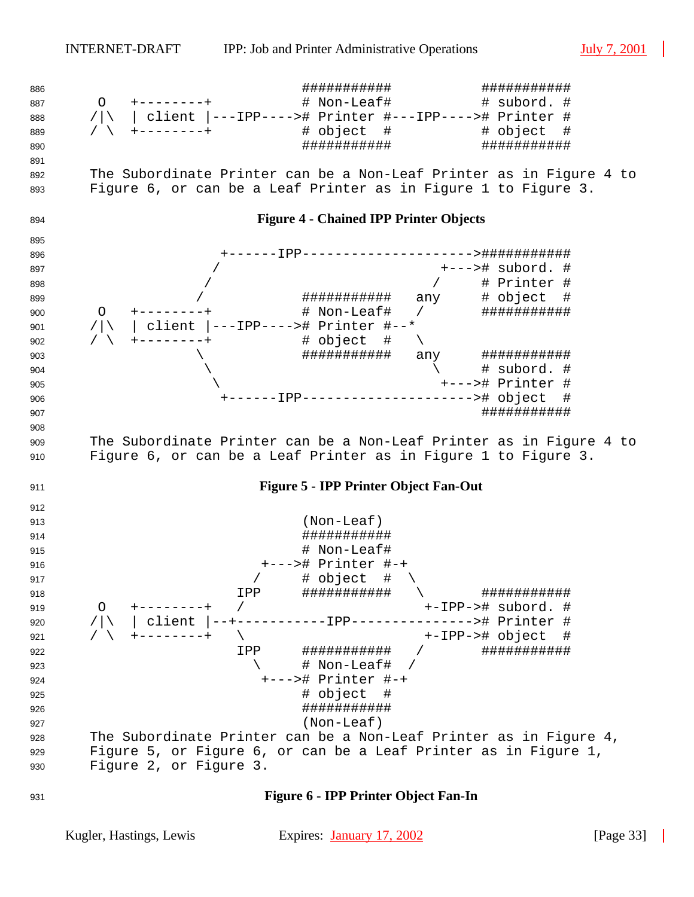```
                                 ###########            ###########
  O   +--------+                 # Non-Leaf#            # subord. #
 /|\  | client |---IPP---->#     Printer #---IPP---->#  Printer #
 / \  +--------+                 # object  #            # object  #
                                 ###########            ###########
```

The Subordinate Printer can be a Non-Leaf Printer as in Figure 4 to Figure 6, or can be a Leaf Printer as in Figure 1 to Figure 3.

**Figure 4 - Chained IPP Printer Objects**

```
                  +------IPP--------------------->###########
                 /                          +--->#  subord. #
                /                          /     #  Printer #
               /             ###########  any    #  object  #
  O   +--------+             # Non-Leaf#  /      ###########
 /|\  | client |---IPP---->#  Printer #--*
 / \  +--------+             # object  #  \
               \             ###########  any    ###########
                \                          \     #  subord. #
                 \                          +--->#  Printer #
                  +------IPP--------------------># object   #
                                                 ###########
```

The Subordinate Printer can be a Non-Leaf Printer as in Figure 4 to Figure 6, or can be a Leaf Printer as in Figure 1 to Figure 3.

**Figure 5 - IPP Printer Object Fan-Out**

```
                             (Non-Leaf)
                             ###########
                             # Non-Leaf#
                        +--->#  Printer #-+
                       /     # object  #  \
                     IPP     ###########   \      ###########
  O   +--------+    /                       +-IPP-># subord. #
 /|\  | client |--+-----------IPP---------------># Printer #
 / \  +--------+   \                        +-IPP-># object  #
                     IPP     ###########   /      ###########
                       \     # Non-Leaf#  /
                        +--->#  Printer #-+
                             # object  #
                             ###########
                             (Non-Leaf)
```

The Subordinate Printer can be a Non-Leaf Printer as in Figure 4, Figure 5, or Figure 6, or can be a Leaf Printer as in Figure 1, Figure 2, or Figure 3.

**Figure 6 - IPP Printer Object Fan-In**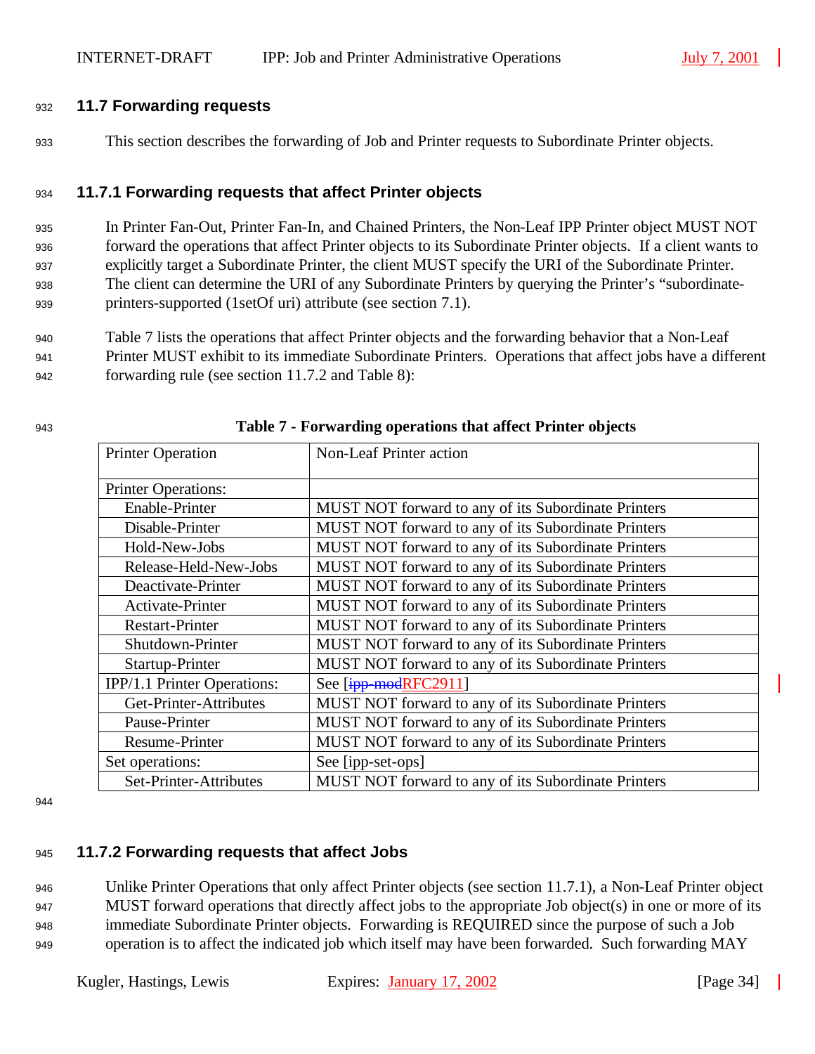## 11.7 Forwarding requests

This section describes the forwarding of Job and Printer requests to Subordinate Printer objects.

### 11.7.1 Forwarding requests that affect Printer objects

In Printer Fan-Out, Printer Fan-In, and Chained Printers, the Non-Leaf IPP Printer object MUST NOT forward the operations that affect Printer objects to its Subordinate Printer objects. If a client wants to explicitly target a Subordinate Printer, the client MUST specify the URI of the Subordinate Printer. The client can determine the URI of any Subordinate Printers by querying the Printer's "subordinate-printers-supported (1setOf uri) attribute (see section 7.1).

Table 7 lists the operations that affect Printer objects and the forwarding behavior that a Non-Leaf Printer MUST exhibit to its immediate Subordinate Printers. Operations that affect jobs have a different forwarding rule (see section 11.7.2 and Table 8):

**Table 7 - Forwarding operations that affect Printer objects**

| Printer Operation | Non-Leaf Printer action |
|---|---|
| Printer Operations: | |
| Enable-Printer | MUST NOT forward to any of its Subordinate Printers |
| Disable-Printer | MUST NOT forward to any of its Subordinate Printers |
| Hold-New-Jobs | MUST NOT forward to any of its Subordinate Printers |
| Release-Held-New-Jobs | MUST NOT forward to any of its Subordinate Printers |
| Deactivate-Printer | MUST NOT forward to any of its Subordinate Printers |
| Activate-Printer | MUST NOT forward to any of its Subordinate Printers |
| Restart-Printer | MUST NOT forward to any of its Subordinate Printers |
| Shutdown-Printer | MUST NOT forward to any of its Subordinate Printers |
| Startup-Printer | MUST NOT forward to any of its Subordinate Printers |
| IPP/1.1 Printer Operations: | See [~~ipp-mod~~RFC2911] |
| Get-Printer-Attributes | MUST NOT forward to any of its Subordinate Printers |
| Pause-Printer | MUST NOT forward to any of its Subordinate Printers |
| Resume-Printer | MUST NOT forward to any of its Subordinate Printers |
| Set operations: | See [ipp-set-ops] |
| Set-Printer-Attributes | MUST NOT forward to any of its Subordinate Printers |

### 11.7.2 Forwarding requests that affect Jobs

Unlike Printer Operations that only affect Printer objects (see section 11.7.1), a Non-Leaf Printer object MUST forward operations that directly affect jobs to the appropriate Job object(s) in one or more of its immediate Subordinate Printer objects. Forwarding is REQUIRED since the purpose of such a Job operation is to affect the indicated job which itself may have been forwarded. Such forwarding MAY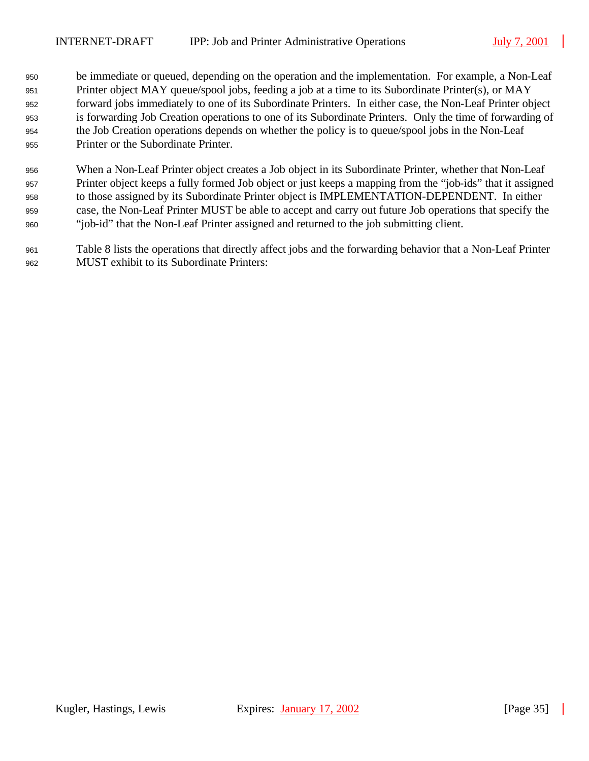be immediate or queued, depending on the operation and the implementation. For example, a Non-Leaf Printer object MAY queue/spool jobs, feeding a job at a time to its Subordinate Printer(s), or MAY forward jobs immediately to one of its Subordinate Printers. In either case, the Non-Leaf Printer object is forwarding Job Creation operations to one of its Subordinate Printers. Only the time of forwarding of the Job Creation operations depends on whether the policy is to queue/spool jobs in the Non-Leaf Printer or the Subordinate Printer.

When a Non-Leaf Printer object creates a Job object in its Subordinate Printer, whether that Non-Leaf Printer object keeps a fully formed Job object or just keeps a mapping from the "job-ids" that it assigned to those assigned by its Subordinate Printer object is IMPLEMENTATION-DEPENDENT. In either case, the Non-Leaf Printer MUST be able to accept and carry out future Job operations that specify the "job-id" that the Non-Leaf Printer assigned and returned to the job submitting client.

Table 8 lists the operations that directly affect jobs and the forwarding behavior that a Non-Leaf Printer MUST exhibit to its Subordinate Printers: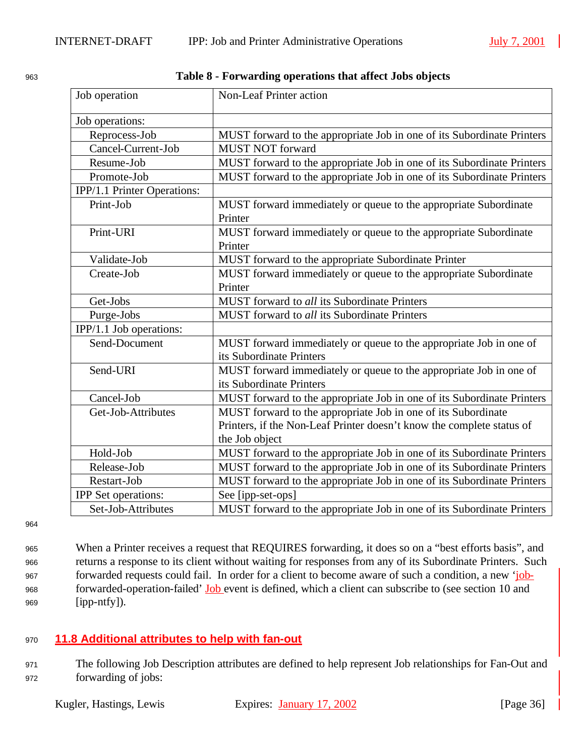**Table 8 - Forwarding operations that affect Jobs objects**

| Job operation | Non-Leaf Printer action |
|---|---|
| Job operations: | |
| Reprocess-Job | MUST forward to the appropriate Job in one of its Subordinate Printers |
| Cancel-Current-Job | MUST NOT forward |
| Resume-Job | MUST forward to the appropriate Job in one of its Subordinate Printers |
| Promote-Job | MUST forward to the appropriate Job in one of its Subordinate Printers |
| IPP/1.1 Printer Operations: | |
| Print-Job | MUST forward immediately or queue to the appropriate Subordinate Printer |
| Print-URI | MUST forward immediately or queue to the appropriate Subordinate Printer |
| Validate-Job | MUST forward to the appropriate Subordinate Printer |
| Create-Job | MUST forward immediately or queue to the appropriate Subordinate Printer |
| Get-Jobs | MUST forward to *all* its Subordinate Printers |
| Purge-Jobs | MUST forward to *all* its Subordinate Printers |
| IPP/1.1 Job operations: | |
| Send-Document | MUST forward immediately or queue to the appropriate Job in one of its Subordinate Printers |
| Send-URI | MUST forward immediately or queue to the appropriate Job in one of its Subordinate Printers |
| Cancel-Job | MUST forward to the appropriate Job in one of its Subordinate Printers |
| Get-Job-Attributes | MUST forward to the appropriate Job in one of its Subordinate Printers, if the Non-Leaf Printer doesn't know the complete status of the Job object |
| Hold-Job | MUST forward to the appropriate Job in one of its Subordinate Printers |
| Release-Job | MUST forward to the appropriate Job in one of its Subordinate Printers |
| Restart-Job | MUST forward to the appropriate Job in one of its Subordinate Printers |
| IPP Set operations: | See [ipp-set-ops] |
| Set-Job-Attributes | MUST forward to the appropriate Job in one of its Subordinate Printers |

When a Printer receives a request that REQUIRES forwarding, it does so on a "best efforts basis", and returns a response to its client without waiting for responses from any of its Subordinate Printers. Such forwarded requests could fail. In order for a client to become aware of such a condition, a new 'job-forwarded-operation-failed' Job event is defined, which a client can subscribe to (see section 10 and [ipp-ntfy]).

## 11.8 Additional attributes to help with fan-out

The following Job Description attributes are defined to help represent Job relationships for Fan-Out and forwarding of jobs: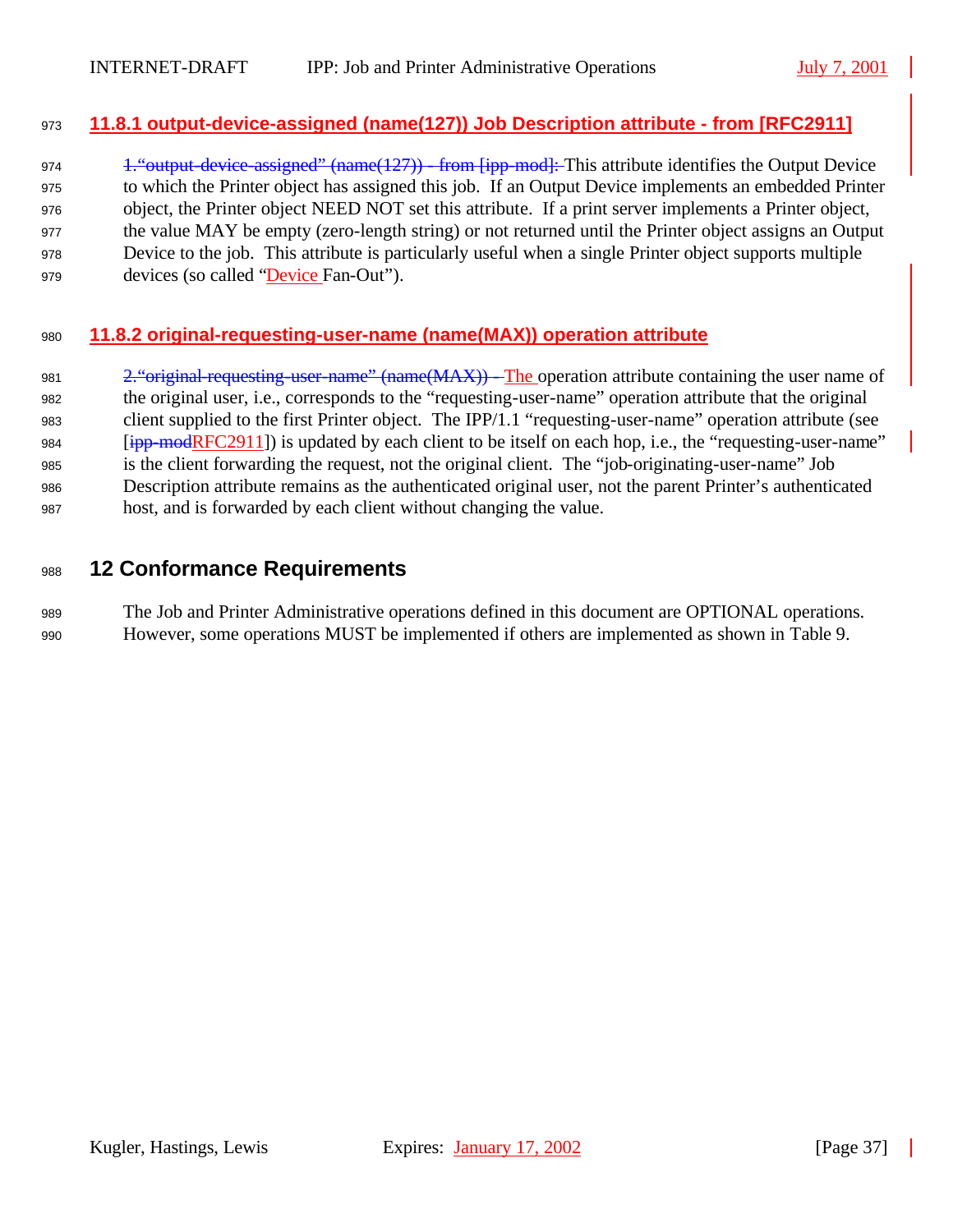### 11.8.1 output-device-assigned (name(127)) Job Description attribute - from [RFC2911]

~~1.“output-device-assigned” (name(127)) - from [ipp-mod]:~~ This attribute identifies the Output Device to which the Printer object has assigned this job. If an Output Device implements an embedded Printer object, the Printer object NEED NOT set this attribute. If a print server implements a Printer object, the value MAY be empty (zero-length string) or not returned until the Printer object assigns an Output Device to the job. This attribute is particularly useful when a single Printer object supports multiple devices (so called “Device Fan-Out”).

### 11.8.2 original-requesting-user-name (name(MAX)) operation attribute

~~2.“original-requesting-user-name” (name(MAX)) -~~ The operation attribute containing the user name of the original user, i.e., corresponds to the “requesting-user-name” operation attribute that the original client supplied to the first Printer object. The IPP/1.1 “requesting-user-name” operation attribute (see [~~ipp-mod~~RFC2911]) is updated by each client to be itself on each hop, i.e., the “requesting-user-name” is the client forwarding the request, not the original client. The “job-originating-user-name” Job Description attribute remains as the authenticated original user, not the parent Printer’s authenticated host, and is forwarded by each client without changing the value.

## 12 Conformance Requirements

The Job and Printer Administrative operations defined in this document are OPTIONAL operations. However, some operations MUST be implemented if others are implemented as shown in Table 9.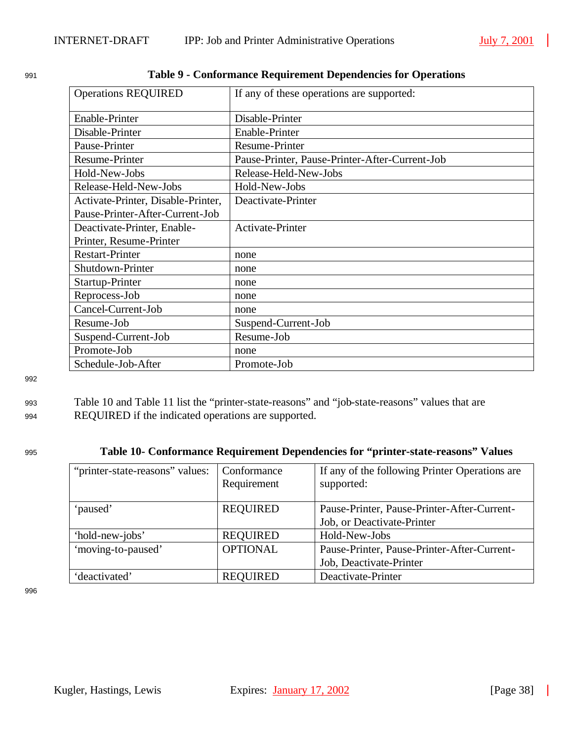**Table 9 - Conformance Requirement Dependencies for Operations**

| Operations REQUIRED | If any of these operations are supported: |
|---|---|
| Enable-Printer | Disable-Printer |
| Disable-Printer | Enable-Printer |
| Pause-Printer | Resume-Printer |
| Resume-Printer | Pause-Printer, Pause-Printer-After-Current-Job |
| Hold-New-Jobs | Release-Held-New-Jobs |
| Release-Held-New-Jobs | Hold-New-Jobs |
| Activate-Printer, Disable-Printer, Pause-Printer-After-Current-Job | Deactivate-Printer |
| Deactivate-Printer, Enable-Printer, Resume-Printer | Activate-Printer |
| Restart-Printer | none |
| Shutdown-Printer | none |
| Startup-Printer | none |
| Reprocess-Job | none |
| Cancel-Current-Job | none |
| Resume-Job | Suspend-Current-Job |
| Suspend-Current-Job | Resume-Job |
| Promote-Job | none |
| Schedule-Job-After | Promote-Job |

Table 10 and Table 11 list the “printer-state-reasons” and “job-state-reasons” values that are REQUIRED if the indicated operations are supported.

**Table 10- Conformance Requirement Dependencies for “printer-state-reasons” Values**

| “printer-state-reasons” values: | Conformance Requirement | If any of the following Printer Operations are supported: |
|---|---|---|
| ‘paused’ | REQUIRED | Pause-Printer, Pause-Printer-After-Current-Job, or Deactivate-Printer |
| ‘hold-new-jobs’ | REQUIRED | Hold-New-Jobs |
| ‘moving-to-paused’ | OPTIONAL | Pause-Printer, Pause-Printer-After-Current-Job, Deactivate-Printer |
| ‘deactivated’ | REQUIRED | Deactivate-Printer |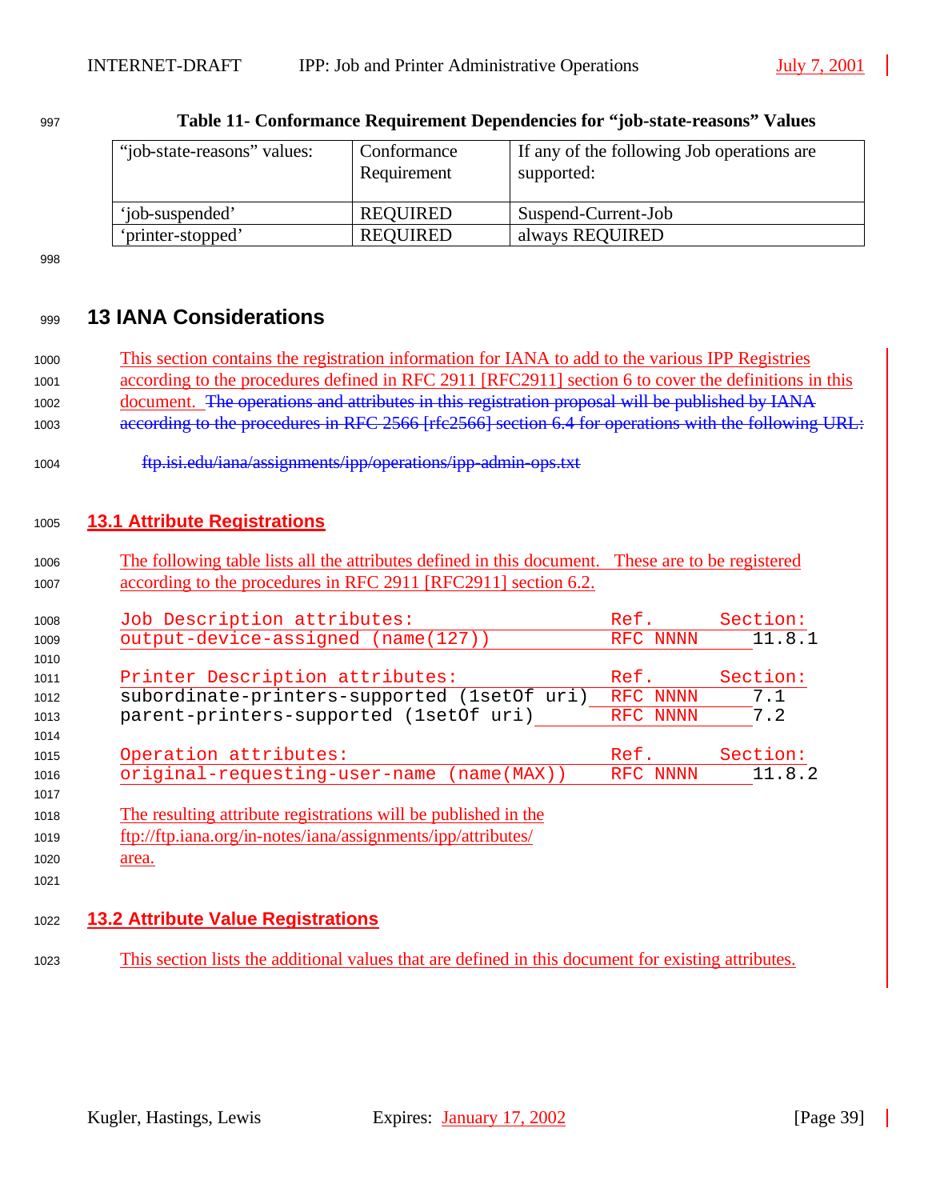**Table 11- Conformance Requirement Dependencies for "job-state-reasons" Values**

| "job-state-reasons" values: | Conformance Requirement | If any of the following Job operations are supported: |
|---|---|---|
| 'job-suspended' | REQUIRED | Suspend-Current-Job |
| 'printer-stopped' | REQUIRED | always REQUIRED |

# 13 IANA Considerations

This section contains the registration information for IANA to add to the various IPP Registries according to the procedures defined in RFC 2911 [RFC2911] section 6 to cover the definitions in this document. ~~The operations and attributes in this registration proposal will be published by IANA according to the procedures in RFC 2566 [rfc2566] section 6.4 for operations with the following URL:~~

~~ftp.isi.edu/iana/assignments/ipp/operations/ipp-admin-ops.txt~~

## 13.1 Attribute Registrations

The following table lists all the attributes defined in this document. These are to be registered according to the procedures in RFC 2911 [RFC2911] section 6.2.

```
Job Description attributes:                  Ref.      Section:
output-device-assigned (name(127))           RFC NNNN    11.8.1

Printer Description attributes:              Ref.      Section:
subordinate-printers-supported (1setOf uri)  RFC NNNN    7.1
parent-printers-supported (1setOf uri)       RFC NNNN    7.2

Operation attributes:                        Ref.      Section:
original-requesting-user-name (name(MAX))    RFC NNNN    11.8.2
```

The resulting attribute registrations will be published in the ftp://ftp.iana.org/in-notes/iana/assignments/ipp/attributes/ area.

## 13.2 Attribute Value Registrations

This section lists the additional values that are defined in this document for existing attributes.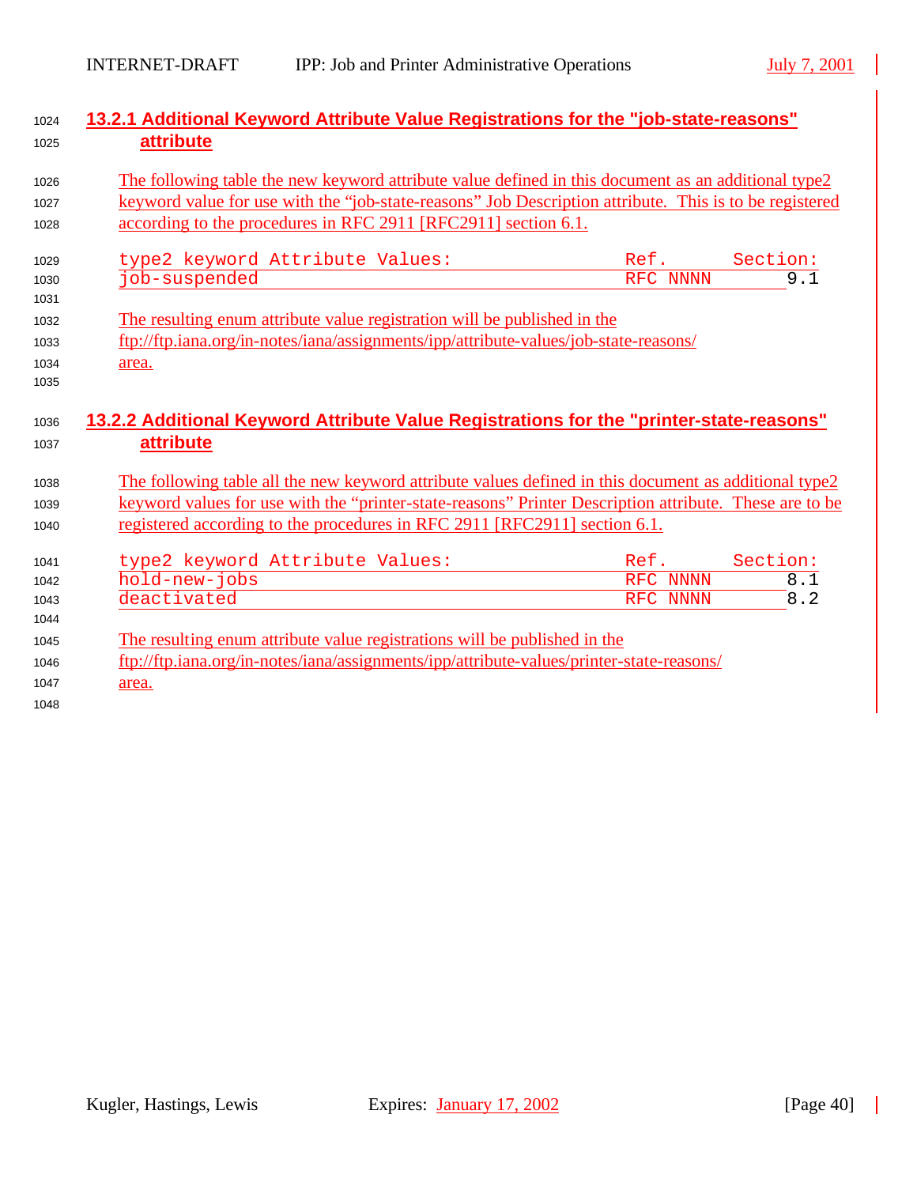### 13.2.1 Additional Keyword Attribute Value Registrations for the "job-state-reasons" attribute

The following table the new keyword attribute value defined in this document as an additional type2 keyword value for use with the "job-state-reasons" Job Description attribute. This is to be registered according to the procedures in RFC 2911 [RFC2911] section 6.1.

| type2 keyword Attribute Values: | Ref. | Section: |
| --- | --- | --- |
| job-suspended | RFC NNNN | 9.1 |

The resulting enum attribute value registration will be published in the ftp://ftp.iana.org/in-notes/iana/assignments/ipp/attribute-values/job-state-reasons/ area.

### 13.2.2 Additional Keyword Attribute Value Registrations for the "printer-state-reasons" attribute

The following table all the new keyword attribute values defined in this document as additional type2 keyword values for use with the "printer-state-reasons" Printer Description attribute. These are to be registered according to the procedures in RFC 2911 [RFC2911] section 6.1.

| type2 keyword Attribute Values: | Ref. | Section: |
| --- | --- | --- |
| hold-new-jobs | RFC NNNN | 8.1 |
| deactivated | RFC NNNN | 8.2 |

The resulting enum attribute value registrations will be published in the ftp://ftp.iana.org/in-notes/iana/assignments/ipp/attribute-values/printer-state-reasons/ area.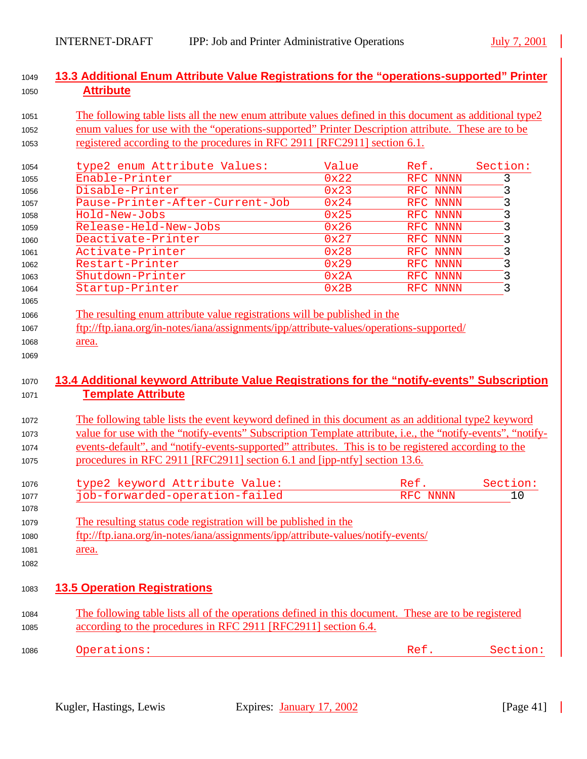## 13.3 Additional Enum Attribute Value Registrations for the "operations-supported" Printer Attribute

The following table lists all the new enum attribute values defined in this document as additional type2 enum values for use with the "operations-supported" Printer Description attribute. These are to be registered according to the procedures in RFC 2911 [RFC2911] section 6.1.

| type2 enum Attribute Values: | Value | Ref. | Section: |
|---|---|---|---|
| Enable-Printer | 0x22 | RFC NNNN | 3 |
| Disable-Printer | 0x23 | RFC NNNN | 3 |
| Pause-Printer-After-Current-Job | 0x24 | RFC NNNN | 3 |
| Hold-New-Jobs | 0x25 | RFC NNNN | 3 |
| Release-Held-New-Jobs | 0x26 | RFC NNNN | 3 |
| Deactivate-Printer | 0x27 | RFC NNNN | 3 |
| Activate-Printer | 0x28 | RFC NNNN | 3 |
| Restart-Printer | 0x29 | RFC NNNN | 3 |
| Shutdown-Printer | 0x2A | RFC NNNN | 3 |
| Startup-Printer | 0x2B | RFC NNNN | 3 |

The resulting enum attribute value registrations will be published in the ftp://ftp.iana.org/in-notes/iana/assignments/ipp/attribute-values/operations-supported/ area.

## 13.4 Additional keyword Attribute Value Registrations for the "notify-events" Subscription Template Attribute

The following table lists the event keyword defined in this document as an additional type2 keyword value for use with the "notify-events" Subscription Template attribute, i.e., the "notify-events", "notify-events-default", and "notify-events-supported" attributes. This is to be registered according to the procedures in RFC 2911 [RFC2911] section 6.1 and [ipp-ntfy] section 13.6.

| type2 keyword Attribute Value: | Ref. | Section: |
|---|---|---|
| job-forwarded-operation-failed | RFC NNNN | 10 |

The resulting status code registration will be published in the ftp://ftp.iana.org/in-notes/iana/assignments/ipp/attribute-values/notify-events/ area.

## 13.5 Operation Registrations

The following table lists all of the operations defined in this document. These are to be registered according to the procedures in RFC 2911 [RFC2911] section 6.4.

| Operations: | Ref. | Section: |
|---|---|---|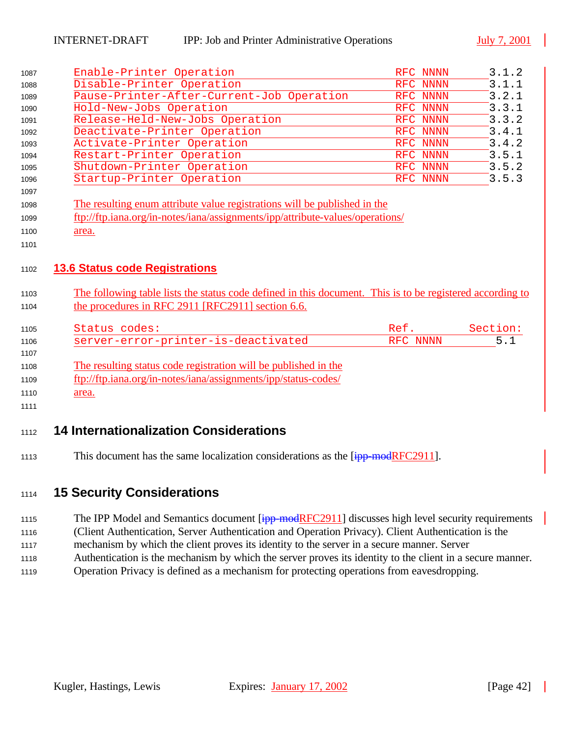| | | |
|---|---|---|
| Enable-Printer Operation | RFC NNNN | 3.1.2 |
| Disable-Printer Operation | RFC NNNN | 3.1.1 |
| Pause-Printer-After-Current-Job Operation | RFC NNNN | 3.2.1 |
| Hold-New-Jobs Operation | RFC NNNN | 3.3.1 |
| Release-Held-New-Jobs Operation | RFC NNNN | 3.3.2 |
| Deactivate-Printer Operation | RFC NNNN | 3.4.1 |
| Activate-Printer Operation | RFC NNNN | 3.4.2 |
| Restart-Printer Operation | RFC NNNN | 3.5.1 |
| Shutdown-Printer Operation | RFC NNNN | 3.5.2 |
| Startup-Printer Operation | RFC NNNN | 3.5.3 |

The resulting enum attribute value registrations will be published in the ftp://ftp.iana.org/in-notes/iana/assignments/ipp/attribute-values/operations/ area.

### 13.6 Status code Registrations

The following table lists the status code defined in this document. This is to be registered according to the procedures in RFC 2911 [RFC2911] section 6.6.

| Status codes: | Ref. | Section: |
|---|---|---|
| server-error-printer-is-deactivated | RFC NNNN | 5.1 |

The resulting status code registration will be published in the ftp://ftp.iana.org/in-notes/iana/assignments/ipp/status-codes/ area.

## 14 Internationalization Considerations

This document has the same localization considerations as the [ipp-modRFC2911].

## 15 Security Considerations

The IPP Model and Semantics document [ipp-modRFC2911] discusses high level security requirements (Client Authentication, Server Authentication and Operation Privacy). Client Authentication is the mechanism by which the client proves its identity to the server in a secure manner. Server Authentication is the mechanism by which the server proves its identity to the client in a secure manner. Operation Privacy is defined as a mechanism for protecting operations from eavesdropping.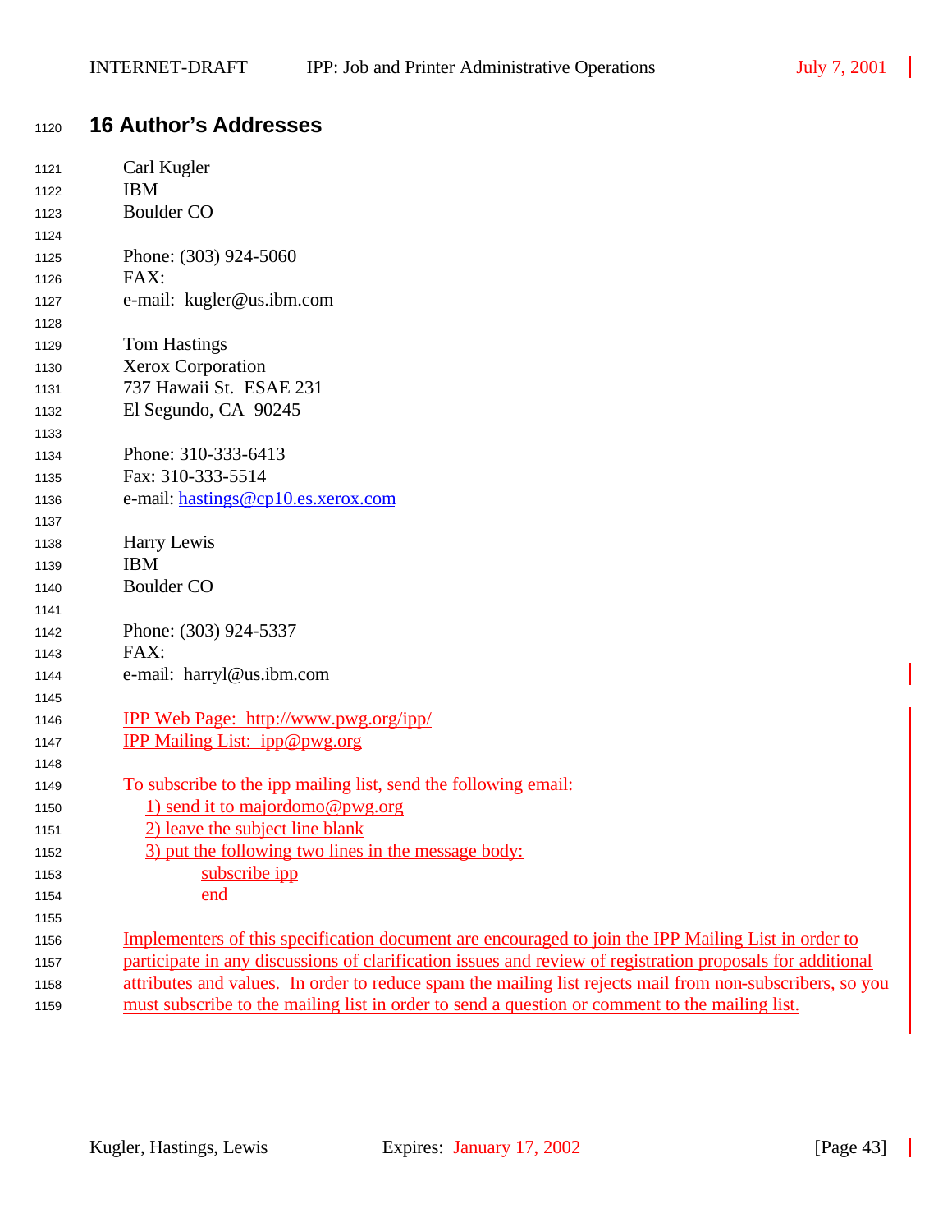# 16 Author's Addresses

Carl Kugler
IBM
Boulder CO

Phone: (303) 924-5060
FAX:
e-mail: kugler@us.ibm.com

Tom Hastings
Xerox Corporation
737 Hawaii St. ESAE 231
El Segundo, CA 90245

Phone: 310-333-6413
Fax: 310-333-5514
e-mail: hastings@cp10.es.xerox.com

Harry Lewis
IBM
Boulder CO

Phone: (303) 924-5337
FAX:
e-mail: harryl@us.ibm.com

IPP Web Page: http://www.pwg.org/ipp/
IPP Mailing List: ipp@pwg.org

To subscribe to the ipp mailing list, send the following email:

1) send it to majordomo@pwg.org
2) leave the subject line blank
3) put the following two lines in the message body:

```
subscribe ipp
end
```

Implementers of this specification document are encouraged to join the IPP Mailing List in order to participate in any discussions of clarification issues and review of registration proposals for additional attributes and values. In order to reduce spam the mailing list rejects mail from non-subscribers, so you must subscribe to the mailing list in order to send a question or comment to the mailing list.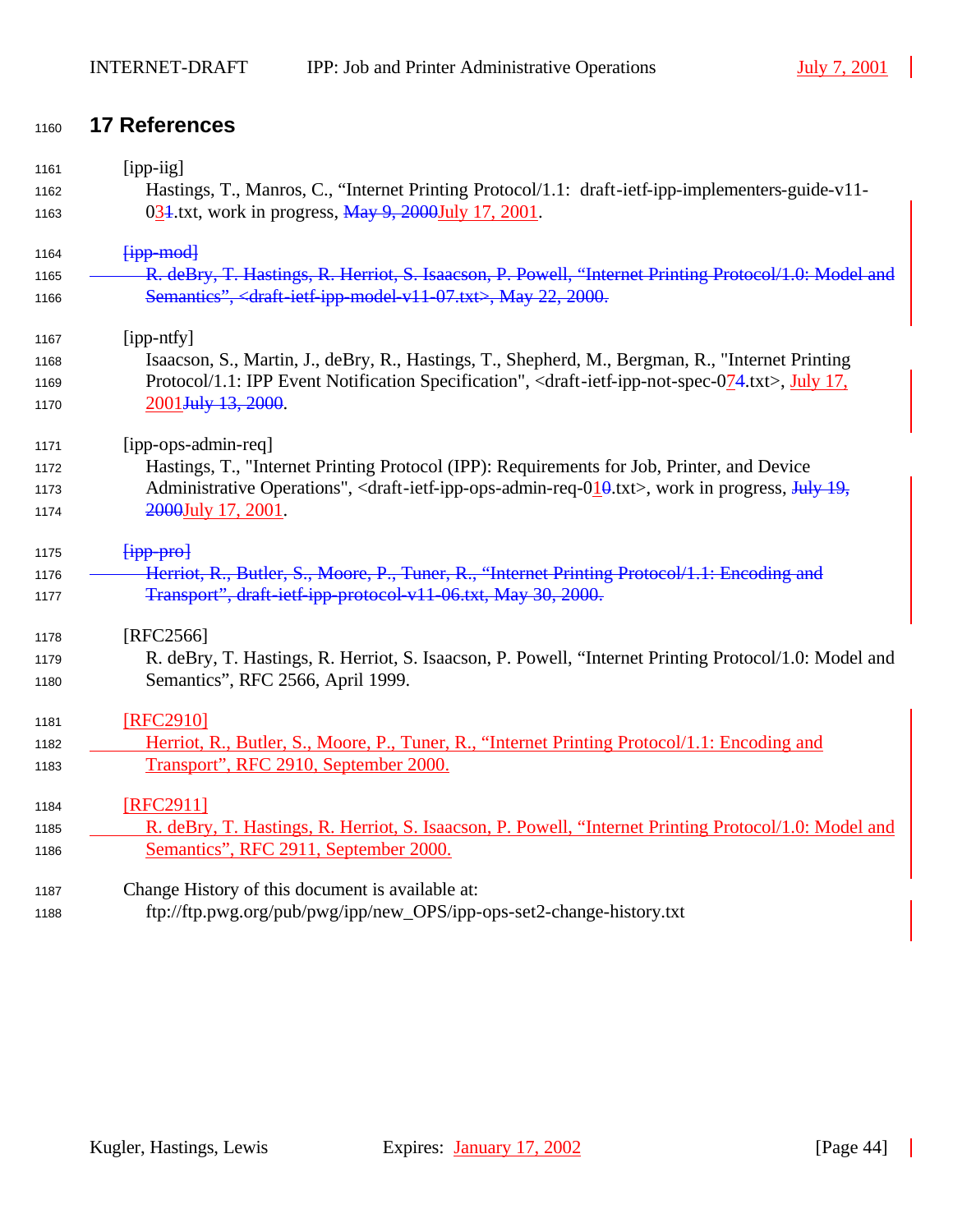# 17 References

[ipp-iig]
Hastings, T., Manros, C., “Internet Printing Protocol/1.1: draft-ietf-ipp-implementers-guide-v11-031.txt, work in progress, May 9, 2000July 17, 2001.

~~[ipp-mod]~~
~~R. deBry, T. Hastings, R. Herriot, S. Isaacson, P. Powell, “Internet Printing Protocol/1.0: Model and Semantics”, <draft-ietf-ipp-model-v11-07.txt>, May 22, 2000.~~

[ipp-ntfy]
Isaacson, S., Martin, J., deBry, R., Hastings, T., Shepherd, M., Bergman, R., "Internet Printing Protocol/1.1: IPP Event Notification Specification", <draft-ietf-ipp-not-spec-074.txt>, July 17, 2001July 13, 2000.

[ipp-ops-admin-req]
Hastings, T., "Internet Printing Protocol (IPP): Requirements for Job, Printer, and Device Administrative Operations", <draft-ietf-ipp-ops-admin-req-010.txt>, work in progress, July 19, 2000July 17, 2001.

~~[ipp-pro]~~
~~Herriot, R., Butler, S., Moore, P., Tuner, R., “Internet Printing Protocol/1.1: Encoding and Transport”, draft-ietf-ipp-protocol-v11-06.txt, May 30, 2000.~~

[RFC2566]
R. deBry, T. Hastings, R. Herriot, S. Isaacson, P. Powell, “Internet Printing Protocol/1.0: Model and Semantics”, RFC 2566, April 1999.

[RFC2910]
Herriot, R., Butler, S., Moore, P., Tuner, R., “Internet Printing Protocol/1.1: Encoding and Transport”, RFC 2910, September 2000.

[RFC2911]
R. deBry, T. Hastings, R. Herriot, S. Isaacson, P. Powell, “Internet Printing Protocol/1.0: Model and Semantics”, RFC 2911, September 2000.

Change History of this document is available at:
ftp://ftp.pwg.org/pub/pwg/ipp/new_OPS/ipp-ops-set2-change-history.txt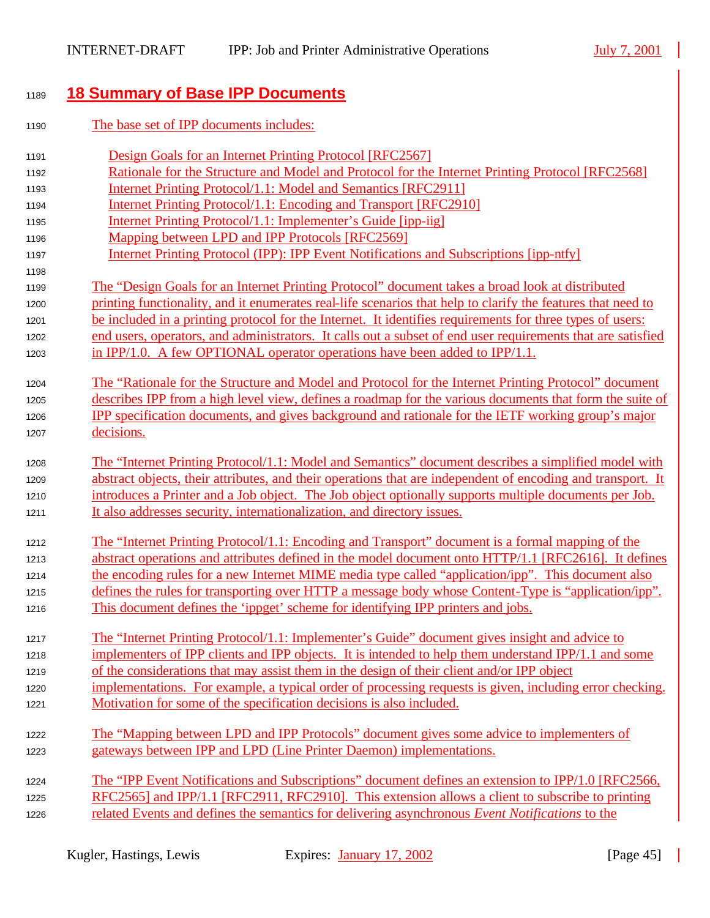# 18 Summary of Base IPP Documents

The base set of IPP documents includes:

- Design Goals for an Internet Printing Protocol [RFC2567]
- Rationale for the Structure and Model and Protocol for the Internet Printing Protocol [RFC2568]
- Internet Printing Protocol/1.1: Model and Semantics [RFC2911]
- Internet Printing Protocol/1.1: Encoding and Transport [RFC2910]
- Internet Printing Protocol/1.1: Implementer's Guide [ipp-iig]
- Mapping between LPD and IPP Protocols [RFC2569]
- Internet Printing Protocol (IPP): IPP Event Notifications and Subscriptions [ipp-ntfy]

The "Design Goals for an Internet Printing Protocol" document takes a broad look at distributed printing functionality, and it enumerates real-life scenarios that help to clarify the features that need to be included in a printing protocol for the Internet. It identifies requirements for three types of users: end users, operators, and administrators. It calls out a subset of end user requirements that are satisfied in IPP/1.0. A few OPTIONAL operator operations have been added to IPP/1.1.

The "Rationale for the Structure and Model and Protocol for the Internet Printing Protocol" document describes IPP from a high level view, defines a roadmap for the various documents that form the suite of IPP specification documents, and gives background and rationale for the IETF working group's major decisions.

The "Internet Printing Protocol/1.1: Model and Semantics" document describes a simplified model with abstract objects, their attributes, and their operations that are independent of encoding and transport. It introduces a Printer and a Job object. The Job object optionally supports multiple documents per Job. It also addresses security, internationalization, and directory issues.

The "Internet Printing Protocol/1.1: Encoding and Transport" document is a formal mapping of the abstract operations and attributes defined in the model document onto HTTP/1.1 [RFC2616]. It defines the encoding rules for a new Internet MIME media type called "application/ipp". This document also defines the rules for transporting over HTTP a message body whose Content-Type is "application/ipp". This document defines the 'ippget' scheme for identifying IPP printers and jobs.

The "Internet Printing Protocol/1.1: Implementer's Guide" document gives insight and advice to implementers of IPP clients and IPP objects. It is intended to help them understand IPP/1.1 and some of the considerations that may assist them in the design of their client and/or IPP object implementations. For example, a typical order of processing requests is given, including error checking. Motivation for some of the specification decisions is also included.

The "Mapping between LPD and IPP Protocols" document gives some advice to implementers of gateways between IPP and LPD (Line Printer Daemon) implementations.

The "IPP Event Notifications and Subscriptions" document defines an extension to IPP/1.0 [RFC2566, RFC2565] and IPP/1.1 [RFC2911, RFC2910]. This extension allows a client to subscribe to printing related Events and defines the semantics for delivering asynchronous *Event Notifications* to the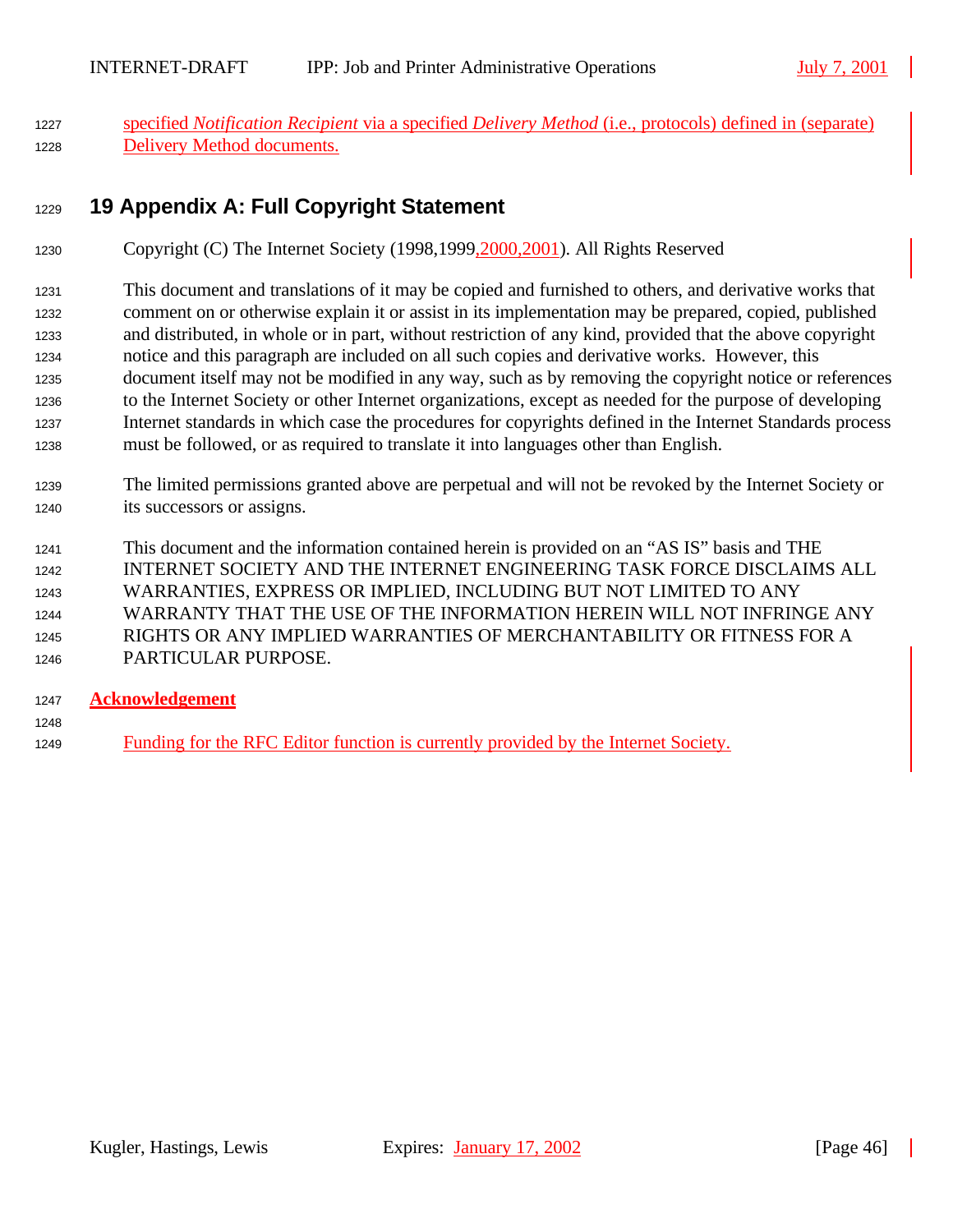specified *Notification Recipient* via a specified *Delivery Method* (i.e., protocols) defined in (separate) Delivery Method documents.

# 19 Appendix A: Full Copyright Statement

Copyright (C) The Internet Society (1998,1999,2000,2001). All Rights Reserved

This document and translations of it may be copied and furnished to others, and derivative works that comment on or otherwise explain it or assist in its implementation may be prepared, copied, published and distributed, in whole or in part, without restriction of any kind, provided that the above copyright notice and this paragraph are included on all such copies and derivative works. However, this document itself may not be modified in any way, such as by removing the copyright notice or references to the Internet Society or other Internet organizations, except as needed for the purpose of developing Internet standards in which case the procedures for copyrights defined in the Internet Standards process must be followed, or as required to translate it into languages other than English.

The limited permissions granted above are perpetual and will not be revoked by the Internet Society or its successors or assigns.

This document and the information contained herein is provided on an "AS IS" basis and THE INTERNET SOCIETY AND THE INTERNET ENGINEERING TASK FORCE DISCLAIMS ALL WARRANTIES, EXPRESS OR IMPLIED, INCLUDING BUT NOT LIMITED TO ANY WARRANTY THAT THE USE OF THE INFORMATION HEREIN WILL NOT INFRINGE ANY RIGHTS OR ANY IMPLIED WARRANTIES OF MERCHANTABILITY OR FITNESS FOR A PARTICULAR PURPOSE.

**Acknowledgement**

Funding for the RFC Editor function is currently provided by the Internet Society.